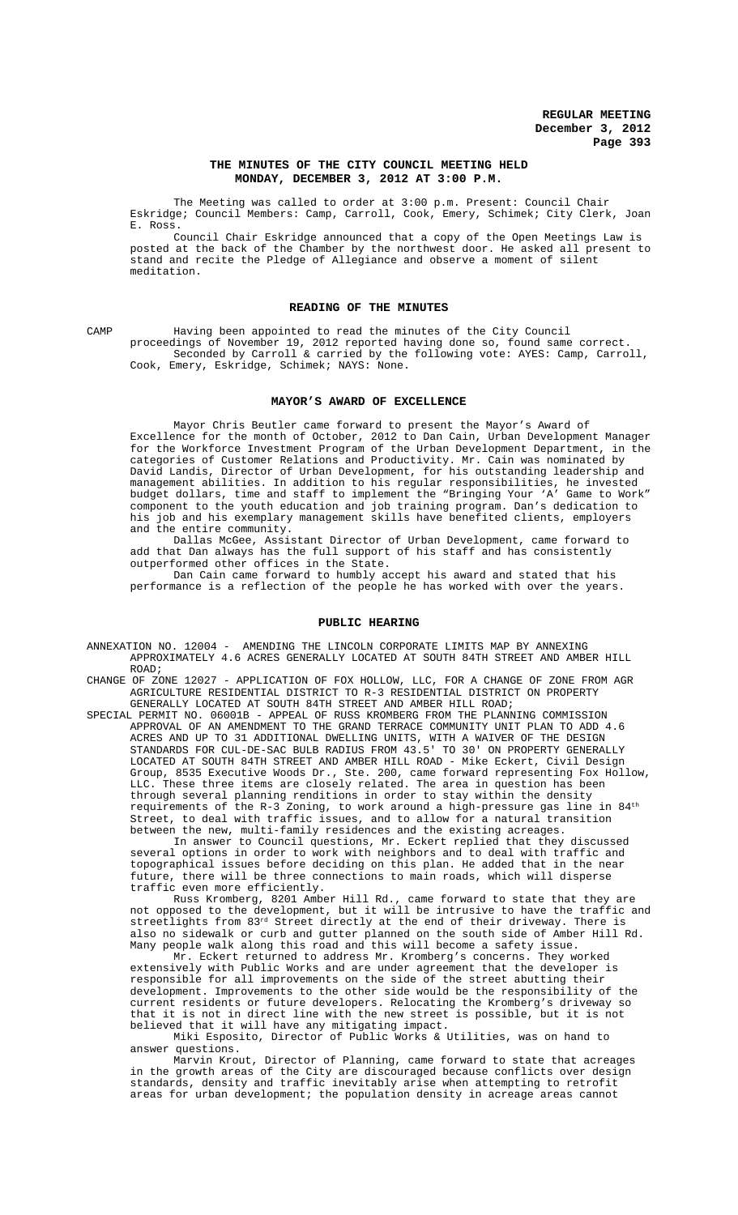# THE MINUTES OF THE CITY COUNCIL MEETING HELD MONDAY, DECEMBER 3, 2012 AT 3:00 P.M.

The Meeting was called to order at 3:00 p.m. Present: Council Chair Eskridge; Council Members: Camp, Carroll, Cook, Emery, Schimek; City Clerk, Joan E. Ross.

Council Chair Eskridge announced that a copy of the Open Meetings Law is posted at the back of the Chamber by the northwest door. He asked all present to stand and recite the Pledge of Allegiance and observe a moment of silent meditation.

## READING OF THE MINUTES

CAMP Having been appointed to read the minutes of the City Council proceedings of November 19, 2012 reported having done so, found same correct.

Seconded by Carroll & carried by the following vote: AYES: Camp, Carroll, Cook, Emery, Eskridge, Schimek; NAYS: None.

## MAYOR'S AWARD OF EXCELLENCE

Mayor Chris Beutler came forward to present the Mayor's Award of Excellence for the month of October, 2012 to Dan Cain, Urban Development Manager for the Workforce Investment Program of the Urban Development Department, in the categories of Customer Relations and Productivity. Mr. Cain was nominated by David Landis, Director of Urban Development, for his outstanding leadership and management abilities. In addition to his regular responsibilities, he invested budget dollars, time and staff to implement the "Bringing Your 'A' Game to Work" component to the youth education and job training program. Dan's dedication to his job and his exemplary management skills have benefited clients, employers and the entire community.

Dallas McGee, Assistant Director of Urban Development, came forward to add that Dan always has the full support of his staff and has consistently outperformed other offices in the State.

Dan Cain came forward to humbly accept his award and stated that his performance is a reflection of the people he has worked with over the years.

## PUBLIC HEARING

ANNEXATION NO. 12004 - AMENDING THE LINCOLN CORPORATE LIMITS MAP BY ANNEXING APPROXIMATELY 4.6 ACRES GENERALLY LOCATED AT SOUTH 84TH STREET AND AMBER HILL ROAD;

CHANGE OF ZONE 12027 - APPLICATION OF FOX HOLLOW, LLC, FOR A CHANGE OF ZONE FROM AGR AGRICULTURE RESIDENTIAL DISTRICT TO R-3 RESIDENTIAL DISTRICT ON PROPERTY GENERALLY LOCATED AT SOUTH 84TH STREET AND AMBER HILL ROAD;

SPECIAL PERMIT NO. 06001B - APPEAL OF RUSS KROMBERG FROM THE PLANNING COMMISSION APPROVAL OF AN AMENDMENT TO THE GRAND TERRACE COMMUNITY UNIT PLAN TO ADD 4.6 ACRES AND UP TO 31 ADDITIONAL DWELLING UNITS, WITH A WAIVER OF THE DESIGN STANDARDS FOR CUL-DE-SAC BULB RADIUS FROM 43.5' TO 30' ON PROPERTY GENERALLY LOCATED AT SOUTH 84TH STREET AND AMBER HILL ROAD - Mike Eckert, Civil Design Group, 8535 Executive Woods Dr., Ste. 200, came forward representing Fox Hollow, LLC. These three items are closely related. The area in question has been through several planning renditions in order to stay within the density requirements of the R-3 Zoning, to work around a high-pressure gas line in 84th Street, to deal with traffic issues, and to allow for a natural transition between the new, multi-family residences and the existing acreages.

In answer to Council questions, Mr. Eckert replied that they discussed several options in order to work with neighbors and to deal with traffic and topographical issues before deciding on this plan. He added that in the near future, there will be three connections to main roads, which will disperse traffic even more efficiently.

Russ Kromberg, 8201 Amber Hill Rd., came forward to state that they are not opposed to the development, but it will be intrusive to have the traffic and streetlights from 83rd Street directly at the end of their driveway. There is also no sidewalk or curb and gutter planned on the south side of Amber Hill Rd. Many people walk along this road and this will become a safety issue.

Mr. Eckert returned to address Mr. Kromberg's concerns. They worked extensively with Public Works and are under agreement that the developer is responsible for all improvements on the side of the street abutting their development. Improvements to the other side would be the responsibility of the current residents or future developers. Relocating the Kromberg's driveway so that it is not in direct line with the new street is possible, but it is not believed that it will have any mitigating impact.

Miki Esposito, Director of Public Works & Utilities, was on hand to answer questions.

Marvin Krout, Director of Planning, came forward to state that acreages in the growth areas of the City are discouraged because conflicts over design standards, density and traffic inevitably arise when attempting to retrofit areas for urban development; the population density in acreage areas cannot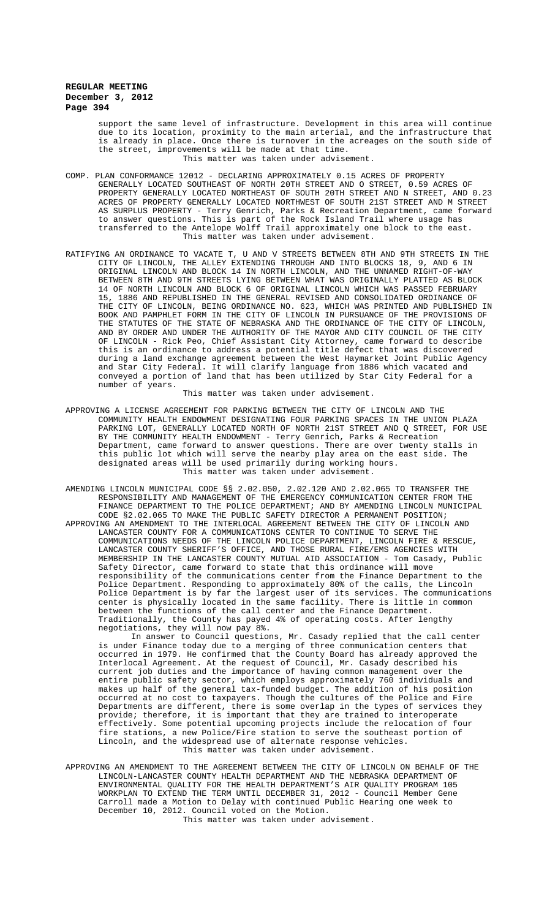support the same level of infrastructure. Development in this area will continue due to its location, proximity to the main arterial, and the infrastructure that is already in place. Once there is turnover in the acreages on the south side of the street, improvements will be made at that time.

This matter was taken under advisement.

COMP. PLAN CONFORMANCE 12012 - DECLARING APPROXIMATELY 0.15 ACRES OF PROPERTY GENERALLY LOCATED SOUTHEAST OF NORTH 20TH STREET AND O STREET, 0.59 ACRES OF PROPERTY GENERALLY LOCATED NORTHEAST OF SOUTH 20TH STREET AND N STREET, AND 0.23 ACRES OF PROPERTY GENERALLY LOCATED NORTHWEST OF SOUTH 21ST STREET AND M STREET AS SURPLUS PROPERTY - Terry Genrich, Parks & Recreation Department, came forward to answer questions. This is part of the Rock Island Trail where usage has transferred to the Antelope Wolff Trail approximately one block to the east.

This matter was taken under advisement.

RATIFYING AN ORDINANCE TO VACATE T, U AND V STREETS BETWEEN 8TH AND 9TH STREETS IN THE CITY OF LINCOLN, THE ALLEY EXTENDING THROUGH AND INTO BLOCKS 18, 9, AND 6 IN ORIGINAL LINCOLN AND BLOCK 14 IN NORTH LINCOLN, AND THE UNNAMED RIGHT-OF-WAY BETWEEN 8TH AND 9TH STREETS LYING BETWEEN WHAT WAS ORIGINALLY PLATTED AS BLOCK 14 OF NORTH LINCOLN AND BLOCK 6 OF ORIGINAL LINCOLN WHICH WAS PASSED FEBRUARY 15, 1886 AND REPUBLISHED IN THE GENERAL REVISED AND CONSOLIDATED ORDINANCE OF THE CITY OF LINCOLN, BEING ORDINANCE NO. 623, WHICH WAS PRINTED AND PUBLISHED IN BOOK AND PAMPHLET FORM IN THE CITY OF LINCOLN IN PURSUANCE OF THE PROVISIONS OF THE STATUTES OF THE STATE OF NEBRASKA AND THE ORDINANCE OF THE CITY OF LINCOLN, AND BY ORDER AND UNDER THE AUTHORITY OF THE MAYOR AND CITY COUNCIL OF THE CITY OF LINCOLN - Rick Peo, Chief Assistant City Attorney, came forward to describe this is an ordinance to address a potential title defect that was discovered during a land exchange agreement between the West Haymarket Joint Public Agency and Star City Federal. It will clarify language from 1886 which vacated and conveyed a portion of land that has been utilized by Star City Federal for a number of years.

This matter was taken under advisement.

APPROVING A LICENSE AGREEMENT FOR PARKING BETWEEN THE CITY OF LINCOLN AND THE COMMUNITY HEALTH ENDOWMENT DESIGNATING FOUR PARKING SPACES IN THE UNION PLAZA PARKING LOT, GENERALLY LOCATED NORTH OF NORTH 21ST STREET AND Q STREET, FOR USE BY THE COMMUNITY HEALTH ENDOWMENT - Terry Genrich, Parks & Recreation Department, came forward to answer questions. There are over twenty stalls in this public lot which will serve the nearby play area on the east side. The designated areas will be used primarily during working hours.

This matter was taken under advisement.

AMENDING LINCOLN MUNICIPAL CODE §§ 2.02.050, 2.02.120 AND 2.02.065 TO TRANSFER THE RESPONSIBILITY AND MANAGEMENT OF THE EMERGENCY COMMUNICATION CENTER FROM THE FINANCE DEPARTMENT TO THE POLICE DEPARTMENT; AND BY AMENDING LINCOLN MUNICIPAL CODE §2.02.065 TO MAKE THE PUBLIC SAFETY DIRECTOR A PERMANENT POSITION;

APPROVING AN AMENDMENT TO THE INTERLOCAL AGREEMENT BETWEEN THE CITY OF LINCOLN AND LANCASTER COUNTY FOR A COMMUNICATIONS CENTER TO CONTINUE TO SERVE THE COMMUNICATIONS NEEDS OF THE LINCOLN POLICE DEPARTMENT, LINCOLN FIRE & RESCUE, LANCASTER COUNTY SHERIFF'S OFFICE, AND THOSE RURAL FIRE/EMS AGENCIES WITH MEMBERSHIP IN THE LANCASTER COUNTY MUTUAL AID ASSOCIATION - Tom Casady, Public Safety Director, came forward to state that this ordinance will move responsibility of the communications center from the Finance Department to the Police Department. Responding to approximately 80% of the calls, the Lincoln Police Department is by far the largest user of its services. The communications center is physically located in the same facility. There is little in common between the functions of the call center and the Finance Department. Traditionally, the County has payed 4% of operating costs. After lengthy negotiations, they will now pay 8%.

In answer to Council questions, Mr. Casady replied that the call center is under Finance today due to a merging of three communication centers that occurred in 1979. He confirmed that the County Board has already approved the Interlocal Agreement. At the request of Council, Mr. Casady described his current job duties and the importance of having common management over the entire public safety sector, which employs approximately 760 individuals and makes up half of the general tax-funded budget. The addition of his position occurred at no cost to taxpayers. Though the cultures of the Police and Fire Departments are different, there is some overlap in the types of services they provide; therefore, it is important that they are trained to interoperate effectively. Some potential upcoming projects include the relocation of four fire stations, a new Police/Fire station to serve the southeast portion of Lincoln, and the widespread use of alternate response vehicles.

This matter was taken under advisement.

APPROVING AN AMENDMENT TO THE AGREEMENT BETWEEN THE CITY OF LINCOLN ON BEHALF OF THE LINCOLN-LANCASTER COUNTY HEALTH DEPARTMENT AND THE NEBRASKA DEPARTMENT OF ENVIRONMENTAL QUALITY FOR THE HEALTH DEPARTMENT'S AIR QUALITY PROGRAM 105 WORKPLAN TO EXTEND THE TERM UNTIL DECEMBER 31, 2012 - Council Member Gene Carroll made a Motion to Delay with continued Public Hearing one week to December 10, 2012. Council voted on the Motion.

This matter was taken under advisement.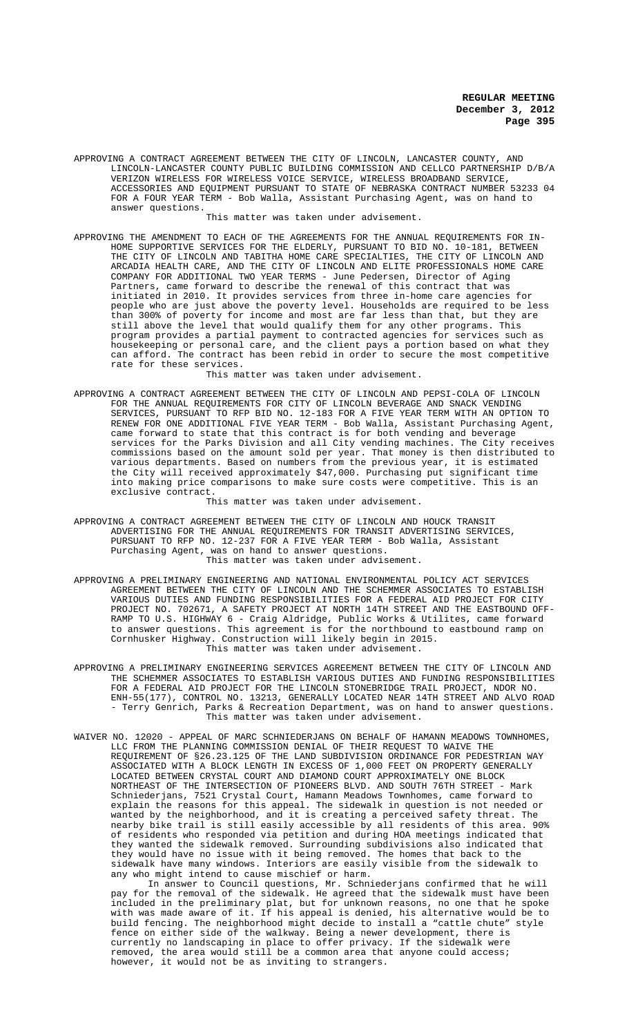APPROVING A CONTRACT AGREEMENT BETWEEN THE CITY OF LINCOLN, LANCASTER COUNTY, AND LINCOLN-LANCASTER COUNTY PUBLIC BUILDING COMMISSION AND CELLCO PARTNERSHIP D/B/A VERIZON WIRELESS FOR WIRELESS VOICE SERVICE, WIRELESS BROADBAND SERVICE, ACCESSORIES AND EQUIPMENT PURSUANT TO STATE OF NEBRASKA CONTRACT NUMBER 53233 04 FOR A FOUR YEAR TERM - Bob Walla, Assistant Purchasing Agent, was on hand to answer questions.

This matter was taken under advisement.

APPROVING THE AMENDMENT TO EACH OF THE AGREEMENTS FOR THE ANNUAL REQUIREMENTS FOR IN-HOME SUPPORTIVE SERVICES FOR THE ELDERLY, PURSUANT TO BID NO. 10-181, BETWEEN THE CITY OF LINCOLN AND TABITHA HOME CARE SPECIALTIES, THE CITY OF LINCOLN AND ARCADIA HEALTH CARE, AND THE CITY OF LINCOLN AND ELITE PROFESSIONALS HOME CARE COMPANY FOR ADDITIONAL TWO YEAR TERMS - June Pedersen, Director of Aging Partners, came forward to describe the renewal of this contract that was initiated in 2010. It provides services from three in-home care agencies for people who are just above the poverty level. Households are required to be less than 300% of poverty for income and most are far less than that, but they are still above the level that would qualify them for any other programs. This program provides a partial payment to contracted agencies for services such as housekeeping or personal care, and the client pays a portion based on what they can afford. The contract has been rebid in order to secure the most competitive rate for these services.

This matter was taken under advisement.

APPROVING A CONTRACT AGREEMENT BETWEEN THE CITY OF LINCOLN AND PEPSI-COLA OF LINCOLN FOR THE ANNUAL REQUIREMENTS FOR CITY OF LINCOLN BEVERAGE AND SNACK VENDING SERVICES, PURSUANT TO RFP BID NO. 12-183 FOR A FIVE YEAR TERM WITH AN OPTION TO RENEW FOR ONE ADDITIONAL FIVE YEAR TERM - Bob Walla, Assistant Purchasing Agent, came forward to state that this contract is for both vending and beverage services for the Parks Division and all City vending machines. The City receives commissions based on the amount sold per year. That money is then distributed to various departments. Based on numbers from the previous year, it is estimated the City will received approximately $47,000. Purchasing put significant time into making price comparisons to make sure costs were competitive. This is an exclusive contract.

This matter was taken under advisement.

APPROVING A CONTRACT AGREEMENT BETWEEN THE CITY OF LINCOLN AND HOUCK TRANSIT ADVERTISING FOR THE ANNUAL REQUIREMENTS FOR TRANSIT ADVERTISING SERVICES, PURSUANT TO RFP NO. 12-237 FOR A FIVE YEAR TERM - Bob Walla, Assistant Purchasing Agent, was on hand to answer questions.

This matter was taken under advisement.

APPROVING A PRELIMINARY ENGINEERING AND NATIONAL ENVIRONMENTAL POLICY ACT SERVICES AGREEMENT BETWEEN THE CITY OF LINCOLN AND THE SCHEMMER ASSOCIATES TO ESTABLISH VARIOUS DUTIES AND FUNDING RESPONSIBILITIES FOR A FEDERAL AID PROJECT FOR CITY PROJECT NO. 702671, A SAFETY PROJECT AT NORTH 14TH STREET AND THE EASTBOUND OFF-RAMP TO U.S. HIGHWAY 6 - Craig Aldridge, Public Works & Utilites, came forward to answer questions. This agreement is for the northbound to eastbound ramp on Cornhusker Highway. Construction will likely begin in 2015.

This matter was taken under advisement.

APPROVING A PRELIMINARY ENGINEERING SERVICES AGREEMENT BETWEEN THE CITY OF LINCOLN AND THE SCHEMMER ASSOCIATES TO ESTABLISH VARIOUS DUTIES AND FUNDING RESPONSIBILITIES FOR A FEDERAL AID PROJECT FOR THE LINCOLN STONEBRIDGE TRAIL PROJECT, NDOR NO. ENH-55(177), CONTROL NO. 13213, GENERALLY LOCATED NEAR 14TH STREET AND ALVO ROAD - Terry Genrich, Parks & Recreation Department, was on hand to answer questions.

This matter was taken under advisement.

WAIVER NO. 12020 - APPEAL OF MARC SCHNIEDERJANS ON BEHALF OF HAMANN MEADOWS TOWNHOMES, LLC FROM THE PLANNING COMMISSION DENIAL OF THEIR REQUEST TO WAIVE THE REQUIREMENT OF §26.23.125 OF THE LAND SUBDIVISION ORDINANCE FOR PEDESTRIAN WAY ASSOCIATED WITH A BLOCK LENGTH IN EXCESS OF 1,000 FEET ON PROPERTY GENERALLY LOCATED BETWEEN CRYSTAL COURT AND DIAMOND COURT APPROXIMATELY ONE BLOCK NORTHEAST OF THE INTERSECTION OF PIONEERS BLVD. AND SOUTH 76TH STREET - Mark Schniederjans, 7521 Crystal Court, Hamann Meadows Townhomes, came forward to explain the reasons for this appeal. The sidewalk in question is not needed or wanted by the neighborhood, and it is creating a perceived safety threat. The nearby bike trail is still easily accessible by all residents of this area. 90% of residents who responded via petition and during HOA meetings indicated that they wanted the sidewalk removed. Surrounding subdivisions also indicated that they would have no issue with it being removed. The homes that back to the sidewalk have many windows. Interiors are easily visible from the sidewalk to any who might intend to cause mischief or harm.

In answer to Council questions, Mr. Schniederjans confirmed that he will pay for the removal of the sidewalk. He agreed that the sidewalk must have been included in the preliminary plat, but for unknown reasons, no one that he spoke with was made aware of it. If his appeal is denied, his alternative would be to build fencing. The neighborhood might decide to install a "cattle chute" style fence on either side of the walkway. Being a newer development, there is currently no landscaping in place to offer privacy. If the sidewalk were removed, the area would still be a common area that anyone could access; however, it would not be as inviting to strangers.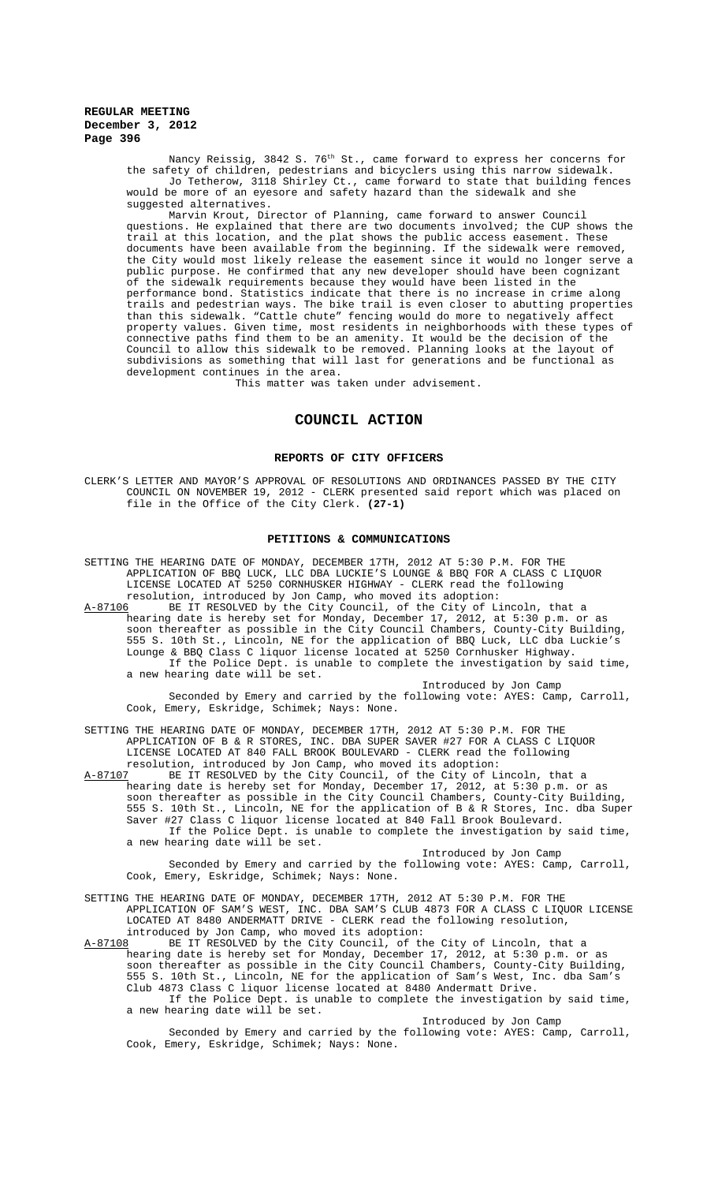Nancy Reissig, 3842 S. 76th St., came forward to express her concerns for the safety of children, pedestrians and bicyclers using this narrow sidewalk.

Jo Tetherow, 3118 Shirley Ct., came forward to state that building fences would be more of an eyesore and safety hazard than the sidewalk and she suggested alternatives.

Marvin Krout, Director of Planning, came forward to answer Council questions. He explained that there are two documents involved; the CUP shows the trail at this location, and the plat shows the public access easement. These documents have been available from the beginning. If the sidewalk were removed, the City would most likely release the easement since it would no longer serve a public purpose. He confirmed that any new developer should have been cognizant of the sidewalk requirements because they would have been listed in the performance bond. Statistics indicate that there is no increase in crime along trails and pedestrian ways. The bike trail is even closer to abutting properties than this sidewalk. "Cattle chute" fencing would do more to negatively affect property values. Given time, most residents in neighborhoods with these types of connective paths find them to be an amenity. It would be the decision of the Council to allow this sidewalk to be removed. Planning looks at the layout of subdivisions as something that will last for generations and be functional as development continues in the area.

This matter was taken under advisement.

## COUNCIL ACTION

### REPORTS OF CITY OFFICERS

CLERK'S LETTER AND MAYOR'S APPROVAL OF RESOLUTIONS AND ORDINANCES PASSED BY THE CITY COUNCIL ON NOVEMBER 19, 2012 - CLERK presented said report which was placed on file in the Office of the City Clerk. **(27-1)**

### PETITIONS & COMMUNICATIONS

SETTING THE HEARING DATE OF MONDAY, DECEMBER 17TH, 2012 AT 5:30 P.M. FOR THE APPLICATION OF BBQ LUCK, LLC DBA LUCKIE'S LOUNGE & BBQ FOR A CLASS C LIQUOR LICENSE LOCATED AT 5250 CORNHUSKER HIGHWAY - CLERK read the following resolution, introduced by Jon Camp, who moved its adoption:

A-87106 BE IT RESOLVED by the City Council, of the City of Lincoln, that a hearing date is hereby set for Monday, December 17, 2012, at 5:30 p.m. or as soon thereafter as possible in the City Council Chambers, County-City Building, 555 S. 10th St., Lincoln, NE for the application of BBQ Luck, LLC dba Luckie's Lounge & BBQ Class C liquor license located at 5250 Cornhusker Highway.

If the Police Dept. is unable to complete the investigation by said time, a new hearing date will be set.

Introduced by Jon Camp

Seconded by Emery and carried by the following vote: AYES: Camp, Carroll, Cook, Emery, Eskridge, Schimek; Nays: None.

SETTING THE HEARING DATE OF MONDAY, DECEMBER 17TH, 2012 AT 5:30 P.M. FOR THE APPLICATION OF B & R STORES, INC. DBA SUPER SAVER #27 FOR A CLASS C LIQUOR LICENSE LOCATED AT 840 FALL BROOK BOULEVARD - CLERK read the following resolution, introduced by Jon Camp, who moved its adoption:

A-87107 BE IT RESOLVED by the City Council, of the City of Lincoln, that a hearing date is hereby set for Monday, December 17, 2012, at 5:30 p.m. or as soon thereafter as possible in the City Council Chambers, County-City Building, 555 S. 10th St., Lincoln, NE for the application of B & R Stores, Inc. dba Super Saver #27 Class C liquor license located at 840 Fall Brook Boulevard.

If the Police Dept. is unable to complete the investigation by said time, a new hearing date will be set.

Introduced by Jon Camp

Seconded by Emery and carried by the following vote: AYES: Camp, Carroll, Cook, Emery, Eskridge, Schimek; Nays: None.

SETTING THE HEARING DATE OF MONDAY, DECEMBER 17TH, 2012 AT 5:30 P.M. FOR THE APPLICATION OF SAM'S WEST, INC. DBA SAM'S CLUB 4873 FOR A CLASS C LIQUOR LICENSE LOCATED AT 8480 ANDERMATT DRIVE - CLERK read the following resolution, introduced by Jon Camp, who moved its adoption:

A-87108 BE IT RESOLVED by the City Council, of the City of Lincoln, that a hearing date is hereby set for Monday, December 17, 2012, at 5:30 p.m. or as soon thereafter as possible in the City Council Chambers, County-City Building, 555 S. 10th St., Lincoln, NE for the application of Sam's West, Inc. dba Sam's Club 4873 Class C liquor license located at 8480 Andermatt Drive.

If the Police Dept. is unable to complete the investigation by said time, a new hearing date will be set.

Introduced by Jon Camp

Seconded by Emery and carried by the following vote: AYES: Camp, Carroll, Cook, Emery, Eskridge, Schimek; Nays: None.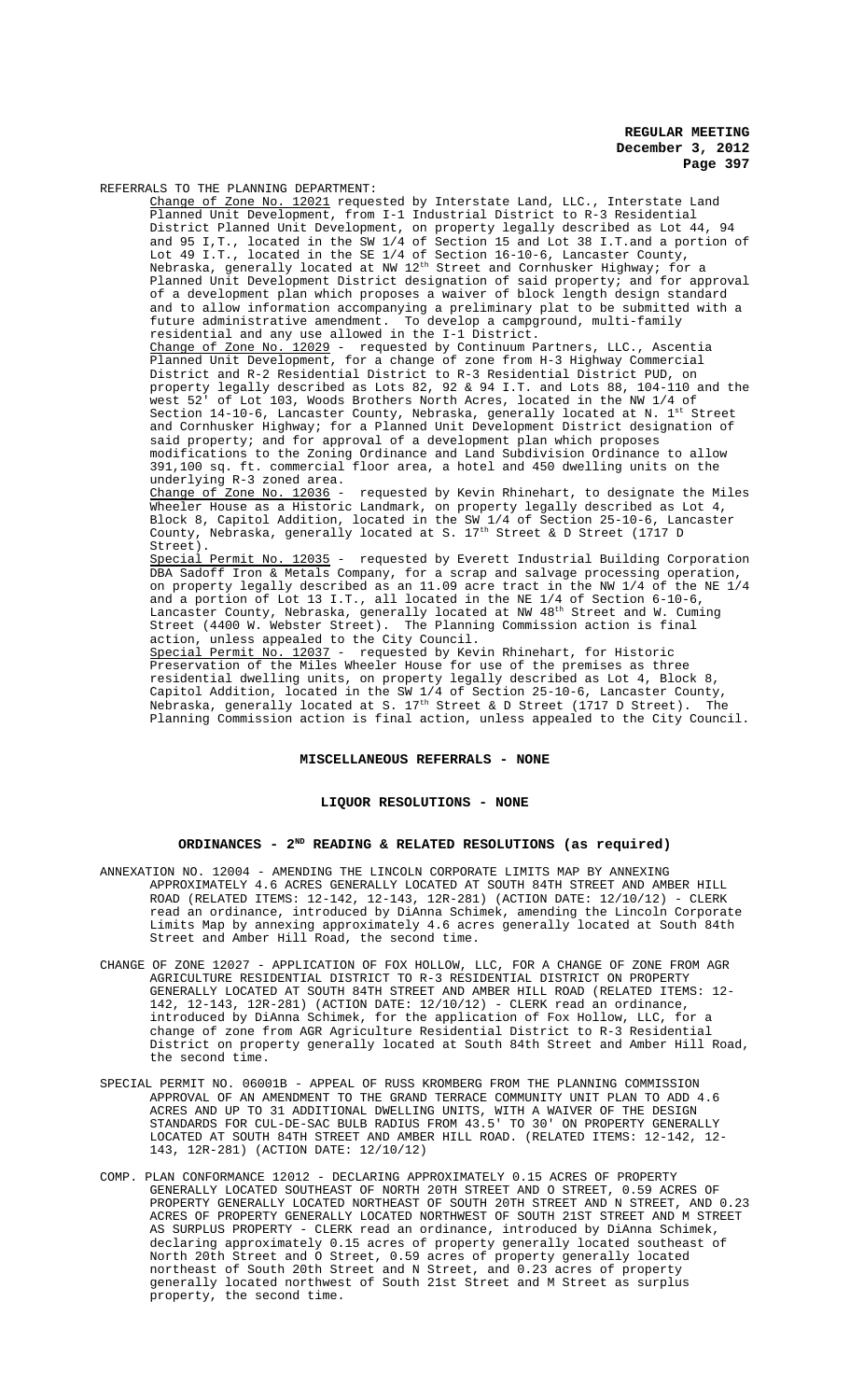REFERRALS TO THE PLANNING DEPARTMENT:

Change of Zone No. 12021 requested by Interstate Land, LLC., Interstate Land Planned Unit Development, from I-1 Industrial District to R-3 Residential District Planned Unit Development, on property legally described as Lot 44, 94 and 95 I,T., located in the SW 1/4 of Section 15 and Lot 38 I.T.and a portion of Lot 49 I.T., located in the SE 1/4 of Section 16-10-6, Lancaster County, Nebraska, generally located at NW 12th Street and Cornhusker Highway; for a Planned Unit Development District designation of said property; and for approval of a development plan which proposes a waiver of block length design standard and to allow information accompanying a preliminary plat to be submitted with a future administrative amendment. To develop a campground, multi-family residential and any use allowed in the I-1 District.

Change of Zone No. 12029 - requested by Continuum Partners, LLC., Ascentia Planned Unit Development, for a change of zone from H-3 Highway Commercial District and R-2 Residential District to R-3 Residential District PUD, on property legally described as Lots 82, 92 & 94 I.T. and Lots 88, 104-110 and the west 52' of Lot 103, Woods Brothers North Acres, located in the NW 1/4 of Section 14-10-6, Lancaster County, Nebraska, generally located at N. 1st Street and Cornhusker Highway; for a Planned Unit Development District designation of said property; and for approval of a development plan which proposes modifications to the Zoning Ordinance and Land Subdivision Ordinance to allow 391,100 sq. ft. commercial floor area, a hotel and 450 dwelling units on the underlying R-3 zoned area.

Change of Zone No. 12036 - requested by Kevin Rhinehart, to designate the Miles Wheeler House as a Historic Landmark, on property legally described as Lot 4, Block 8, Capitol Addition, located in the SW 1/4 of Section 25-10-6, Lancaster County, Nebraska, generally located at S. 17th Street & D Street (1717 D Street).

Special Permit No. 12035 - requested by Everett Industrial Building Corporation DBA Sadoff Iron & Metals Company, for a scrap and salvage processing operation, on property legally described as an 11.09 acre tract in the NW 1/4 of the NE 1/4 and a portion of Lot 13 I.T., all located in the NE 1/4 of Section 6-10-6, Lancaster County, Nebraska, generally located at NW 48th Street and W. Cuming Street (4400 W. Webster Street). The Planning Commission action is final action, unless appealed to the City Council.

Special Permit No. 12037 - requested by Kevin Rhinehart, for Historic Preservation of the Miles Wheeler House for use of the premises as three residential dwelling units, on property legally described as Lot 4, Block 8, Capitol Addition, located in the SW 1/4 of Section 25-10-6, Lancaster County, Nebraska, generally located at S. 17th Street & D Street (1717 D Street). The Planning Commission action is final action, unless appealed to the City Council.

## MISCELLANEOUS REFERRALS - NONE

## LIQUOR RESOLUTIONS - NONE

## ORDINANCES - 2ND READING & RELATED RESOLUTIONS (as required)

ANNEXATION NO. 12004 - AMENDING THE LINCOLN CORPORATE LIMITS MAP BY ANNEXING APPROXIMATELY 4.6 ACRES GENERALLY LOCATED AT SOUTH 84TH STREET AND AMBER HILL ROAD (RELATED ITEMS: 12-142, 12-143, 12R-281) (ACTION DATE: 12/10/12) - CLERK read an ordinance, introduced by DiAnna Schimek, amending the Lincoln Corporate Limits Map by annexing approximately 4.6 acres generally located at South 84th Street and Amber Hill Road, the second time.

CHANGE OF ZONE 12027 - APPLICATION OF FOX HOLLOW, LLC, FOR A CHANGE OF ZONE FROM AGR AGRICULTURE RESIDENTIAL DISTRICT TO R-3 RESIDENTIAL DISTRICT ON PROPERTY GENERALLY LOCATED AT SOUTH 84TH STREET AND AMBER HILL ROAD (RELATED ITEMS: 12-142, 12-143, 12R-281) (ACTION DATE: 12/10/12) - CLERK read an ordinance, introduced by DiAnna Schimek, for the application of Fox Hollow, LLC, for a change of zone from AGR Agriculture Residential District to R-3 Residential District on property generally located at South 84th Street and Amber Hill Road, the second time.

SPECIAL PERMIT NO. 06001B - APPEAL OF RUSS KROMBERG FROM THE PLANNING COMMISSION APPROVAL OF AN AMENDMENT TO THE GRAND TERRACE COMMUNITY UNIT PLAN TO ADD 4.6 ACRES AND UP TO 31 ADDITIONAL DWELLING UNITS, WITH A WAIVER OF THE DESIGN STANDARDS FOR CUL-DE-SAC BULB RADIUS FROM 43.5' TO 30' ON PROPERTY GENERALLY LOCATED AT SOUTH 84TH STREET AND AMBER HILL ROAD. (RELATED ITEMS: 12-142, 12-143, 12R-281) (ACTION DATE: 12/10/12)

COMP. PLAN CONFORMANCE 12012 - DECLARING APPROXIMATELY 0.15 ACRES OF PROPERTY GENERALLY LOCATED SOUTHEAST OF NORTH 20TH STREET AND O STREET, 0.59 ACRES OF PROPERTY GENERALLY LOCATED NORTHEAST OF SOUTH 20TH STREET AND N STREET, AND 0.23 ACRES OF PROPERTY GENERALLY LOCATED NORTHWEST OF SOUTH 21ST STREET AND M STREET AS SURPLUS PROPERTY - CLERK read an ordinance, introduced by DiAnna Schimek, declaring approximately 0.15 acres of property generally located southeast of North 20th Street and O Street, 0.59 acres of property generally located northeast of South 20th Street and N Street, and 0.23 acres of property generally located northwest of South 21st Street and M Street as surplus property, the second time.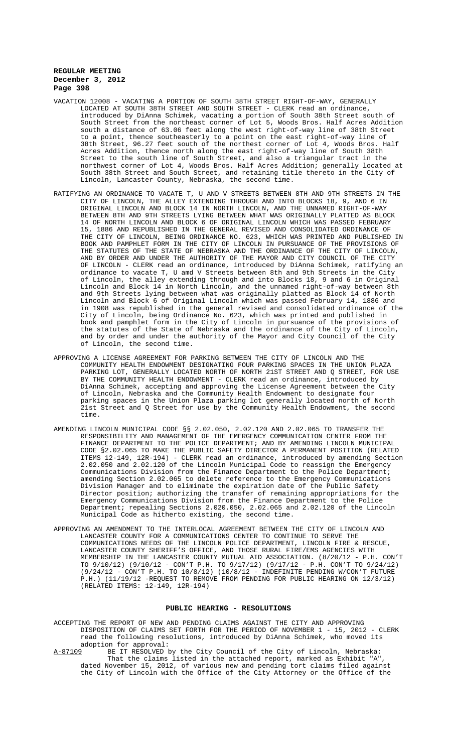VACATION 12008 - VACATING A PORTION OF SOUTH 38TH STREET RIGHT-OF-WAY, GENERALLY LOCATED AT SOUTH 38TH STREET AND SOUTH STREET - CLERK read an ordinance, introduced by DiAnna Schimek, vacating a portion of South 38th Street south of South Street from the northeast corner of Lot 5, Woods Bros. Half Acres Addition south a distance of 63.06 feet along the west right-of-way line of 38th Street to a point, thence southeasterly to a point on the east right-of-way line of 38th Street, 96.27 feet south of the northest corner of Lot 4, Woods Bros. Half Acres Addition, thence north along the east right-of-way line of South 38th Street to the south line of South Street, and also a triangular tract in the northwest corner of Lot 4, Woods Bros. Half Acres Addition; generally located at South 38th Street and South Street, and retaining title thereto in the City of Lincoln, Lancaster County, Nebraska, the second time.

RATIFYING AN ORDINANCE TO VACATE T, U AND V STREETS BETWEEN 8TH AND 9TH STREETS IN THE CITY OF LINCOLN, THE ALLEY EXTENDING THROUGH AND INTO BLOCKS 18, 9, AND 6 IN ORIGINAL LINCOLN AND BLOCK 14 IN NORTH LINCOLN, AND THE UNNAMED RIGHT-OF-WAY BETWEEN 8TH AND 9TH STREETS LYING BETWEEN WHAT WAS ORIGINALLY PLATTED AS BLOCK 14 OF NORTH LINCOLN AND BLOCK 6 OF ORIGINAL LINCOLN WHICH WAS PASSED FEBRUARY 15, 1886 AND REPUBLISHED IN THE GENERAL REVISED AND CONSOLIDATED ORDINANCE OF THE CITY OF LINCOLN, BEING ORDINANCE NO. 623, WHICH WAS PRINTED AND PUBLISHED IN BOOK AND PAMPHLET FORM IN THE CITY OF LINCOLN IN PURSUANCE OF THE PROVISIONS OF THE STATUTES OF THE STATE OF NEBRASKA AND THE ORDINANCE OF THE CITY OF LINCOLN, AND BY ORDER AND UNDER THE AUTHORITY OF THE MAYOR AND CITY COUNCIL OF THE CITY OF LINCOLN - CLERK read an ordinance, introduced by DiAnna Schimek, ratifying an ordinance to vacate T, U amd V Streets between 8th and 9th Streets in the City of Lincoln, the alley extending through and into Blocks 18, 9 and 6 in Original Lincoln and Block 14 in North Lincoln, and the unnamed right-of-way between 8th and 9th Streets lying between what was originally platted as Block 14 of North Lincoln and Block 6 of Original Lincoln which was passed February 14, 1886 and in 1908 was republished in the general revised and consolidated ordinance of the City of Lincoln, being Ordinance No. 623, which was printed and published in book and pamphlet form in the City of Lincoln in pursuance of the provisions of the statutes of the State of Nebraska and the ordinance of the City of Lincoln, and by order and under the authority of the Mayor and City Council of the City of Lincoln, the second time.

APPROVING A LICENSE AGREEMENT FOR PARKING BETWEEN THE CITY OF LINCOLN AND THE COMMUNITY HEALTH ENDOWMENT DESIGNATING FOUR PARKING SPACES IN THE UNION PLAZA PARKING LOT, GENERALLY LOCATED NORTH OF NORTH 21ST STREET AND Q STREET, FOR USE BY THE COMMUNITY HEALTH ENDOWMENT - CLERK read an ordinance, introduced by DiAnna Schimek, accepting and approving the License Agreement between the City of Lincoln, Nebraska and the Community Health Endowment to designate four parking spaces in the Union Plaza parking lot generally located north of North 21st Street and Q Street for use by the Community Health Endowment, the second time.

AMENDING LINCOLN MUNICIPAL CODE §§ 2.02.050, 2.02.120 AND 2.02.065 TO TRANSFER THE RESPONSIBILITY AND MANAGEMENT OF THE EMERGENCY COMMUNICATION CENTER FROM THE FINANCE DEPARTMENT TO THE POLICE DEPARTMENT; AND BY AMENDING LINCOLN MUNICIPAL CODE §2.02.065 TO MAKE THE PUBLIC SAFETY DIRECTOR A PERMANENT POSITION (RELATED ITEMS 12-149, 12R-194) - CLERK read an ordinance, introduced by amending Section 2.02.050 and 2.02.120 of the Lincoln Municipal Code to reassign the Emergency Communications Division from the Finance Department to the Police Department; amending Section 2.02.065 to delete reference to the Emergency Communications Division Manager and to eliminate the expiration date of the Public Safety Director position; authorizing the transfer of remaining appropriations for the Emergency Communications Division from the Finance Department to the Police Department; repealing Sections 2.020.050, 2.02.065 and 2.02.120 of the Lincoln Municipal Code as hitherto existing, the second time.

APPROVING AN AMENDMENT TO THE INTERLOCAL AGREEMENT BETWEEN THE CITY OF LINCOLN AND LANCASTER COUNTY FOR A COMMUNICATIONS CENTER TO CONTINUE TO SERVE THE COMMUNICATIONS NEEDS OF THE LINCOLN POLICE DEPARTMENT, LINCOLN FIRE & RESCUE, LANCASTER COUNTY SHERIFF'S OFFICE, AND THOSE RURAL FIRE/EMS AGENCIES WITH MEMBERSHIP IN THE LANCASTER COUNTY MUTUAL AID ASSOCIATION. (8/20/12 - P.H. CON'T TO 9/10/12) (9/10/12 - CON'T P.H. TO 9/17/12) (9/17/12 - P.H. CON'T TO 9/24/12) (9/24/12 - CON'T P.H. TO 10/8/12) (10/8/12 - INDEFINITE PENDING W/CON'T FUTURE P.H.) (11/19/12 -REQUEST TO REMOVE FROM PENDING FOR PUBLIC HEARING ON 12/3/12) (RELATED ITEMS: 12-149, 12R-194)

## PUBLIC HEARING - RESOLUTIONS

ACCEPTING THE REPORT OF NEW AND PENDING CLAIMS AGAINST THE CITY AND APPROVING DISPOSITION OF CLAIMS SET FORTH FOR THE PERIOD OF NOVEMBER 1 - 15, 2012 - CLERK read the following resolutions, introduced by DiAnna Schimek, who moved its adoption for approval:

A-87109 BE IT RESOLVED by the City Council of the City of Lincoln, Nebraska:

That the claims listed in the attached report, marked as Exhibit "A", dated November 15, 2012, of various new and pending tort claims filed against the City of Lincoln with the Office of the City Attorney or the Office of the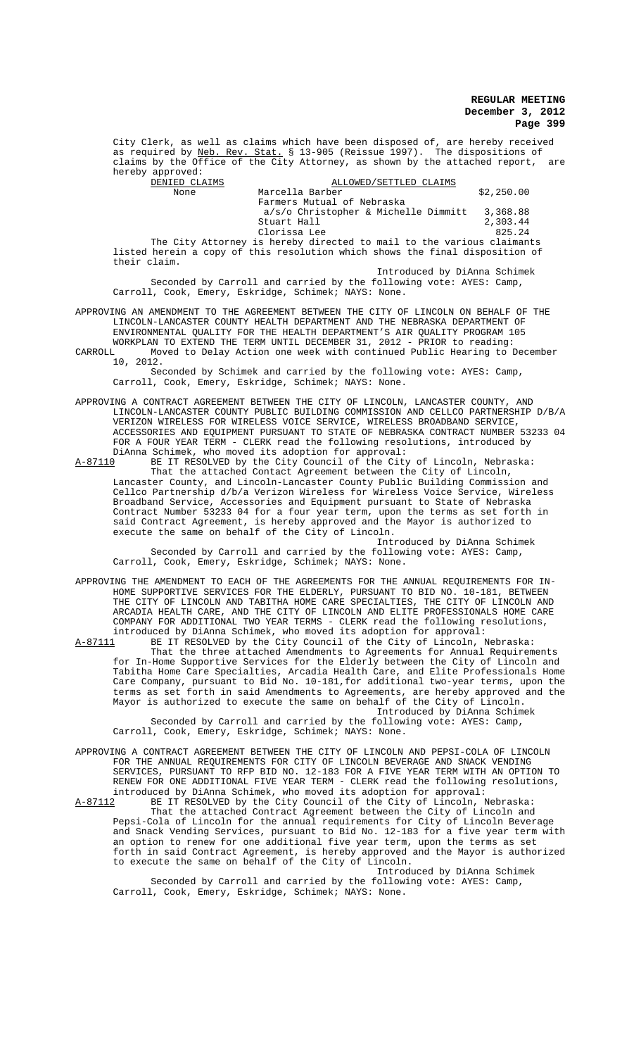City Clerk, as well as claims which have been disposed of, are hereby received as required by Neb. Rev. Stat. § 13-905 (Reissue 1997). The dispositions of claims by the Office of the City Attorney, as shown by the attached report, are hereby approved:

| DENIED CLAIMS | ALLOWED/SETTLED CLAIMS | |
|---|---|---|
| None | Marcella Barber | $2,250.00 |
| | Farmers Mutual of Nebraska a/s/o Christopher & Michelle Dimmitt | 3,368.88 |
| | Stuart Hall | 2,303.44 |
| | Clorissa Lee | 825.24 |

The City Attorney is hereby directed to mail to the various claimants listed herein a copy of this resolution which shows the final disposition of their claim.

Introduced by DiAnna Schimek

Seconded by Carroll and carried by the following vote: AYES: Camp, Carroll, Cook, Emery, Eskridge, Schimek; NAYS: None.

APPROVING AN AMENDMENT TO THE AGREEMENT BETWEEN THE CITY OF LINCOLN ON BEHALF OF THE LINCOLN-LANCASTER COUNTY HEALTH DEPARTMENT AND THE NEBRASKA DEPARTMENT OF ENVIRONMENTAL QUALITY FOR THE HEALTH DEPARTMENT'S AIR QUALITY PROGRAM 105 WORKPLAN TO EXTEND THE TERM UNTIL DECEMBER 31, 2012 - PRIOR to reading:

CARROLL Moved to Delay Action one week with continued Public Hearing to December 10, 2012.

Seconded by Schimek and carried by the following vote: AYES: Camp, Carroll, Cook, Emery, Eskridge, Schimek; NAYS: None.

APPROVING A CONTRACT AGREEMENT BETWEEN THE CITY OF LINCOLN, LANCASTER COUNTY, AND LINCOLN-LANCASTER COUNTY PUBLIC BUILDING COMMISSION AND CELLCO PARTNERSHIP D/B/A VERIZON WIRELESS FOR WIRELESS VOICE SERVICE, WIRELESS BROADBAND SERVICE, ACCESSORIES AND EQUIPMENT PURSUANT TO STATE OF NEBRASKA CONTRACT NUMBER 53233 04 FOR A FOUR YEAR TERM - CLERK read the following resolutions, introduced by DiAnna Schimek, who moved its adoption for approval:

A-87110 BE IT RESOLVED by the City Council of the City of Lincoln, Nebraska:

That the attached Contact Agreement between the City of Lincoln, Lancaster County, and Lincoln-Lancaster County Public Building Commission and Cellco Partnership d/b/a Verizon Wireless for Wireless Voice Service, Wireless Broadband Service, Accessories and Equipment pursuant to State of Nebraska Contract Number 53233 04 for a four year term, upon the terms as set forth in said Contract Agreement, is hereby approved and the Mayor is authorized to execute the same on behalf of the City of Lincoln.

Introduced by DiAnna Schimek

Seconded by Carroll and carried by the following vote: AYES: Camp, Carroll, Cook, Emery, Eskridge, Schimek; NAYS: None.

APPROVING THE AMENDMENT TO EACH OF THE AGREEMENTS FOR THE ANNUAL REQUIREMENTS FOR IN-HOME SUPPORTIVE SERVICES FOR THE ELDERLY, PURSUANT TO BID NO. 10-181, BETWEEN THE CITY OF LINCOLN AND TABITHA HOME CARE SPECIALTIES, THE CITY OF LINCOLN AND ARCADIA HEALTH CARE, AND THE CITY OF LINCOLN AND ELITE PROFESSIONALS HOME CARE COMPANY FOR ADDITIONAL TWO YEAR TERMS - CLERK read the following resolutions, introduced by DiAnna Schimek, who moved its adoption for approval:

A-87111 BE IT RESOLVED by the City Council of the City of Lincoln, Nebraska:

That the three attached Amendments to Agreements for Annual Requirements for In-Home Supportive Services for the Elderly between the City of Lincoln and Tabitha Home Care Specialties, Arcadia Health Care, and Elite Professionals Home Care Company, pursuant to Bid No. 10-181,for additional two-year terms, upon the terms as set forth in said Amendments to Agreements, are hereby approved and the Mayor is authorized to execute the same on behalf of the City of Lincoln.

Introduced by DiAnna Schimek

Seconded by Carroll and carried by the following vote: AYES: Camp, Carroll, Cook, Emery, Eskridge, Schimek; NAYS: None.

APPROVING A CONTRACT AGREEMENT BETWEEN THE CITY OF LINCOLN AND PEPSI-COLA OF LINCOLN FOR THE ANNUAL REQUIREMENTS FOR CITY OF LINCOLN BEVERAGE AND SNACK VENDING SERVICES, PURSUANT TO RFP BID NO. 12-183 FOR A FIVE YEAR TERM WITH AN OPTION TO RENEW FOR ONE ADDITIONAL FIVE YEAR TERM - CLERK read the following resolutions, introduced by DiAnna Schimek, who moved its adoption for approval:

A-87112 BE IT RESOLVED by the City Council of the City of Lincoln, Nebraska:

That the attached Contract Agreement between the City of Lincoln and Pepsi-Cola of Lincoln for the annual requirements for City of Lincoln Beverage and Snack Vending Services, pursuant to Bid No. 12-183 for a five year term with an option to renew for one additional five year term, upon the terms as set forth in said Contract Agreement, is hereby approved and the Mayor is authorized to execute the same on behalf of the City of Lincoln.

Introduced by DiAnna Schimek

Seconded by Carroll and carried by the following vote: AYES: Camp, Carroll, Cook, Emery, Eskridge, Schimek; NAYS: None.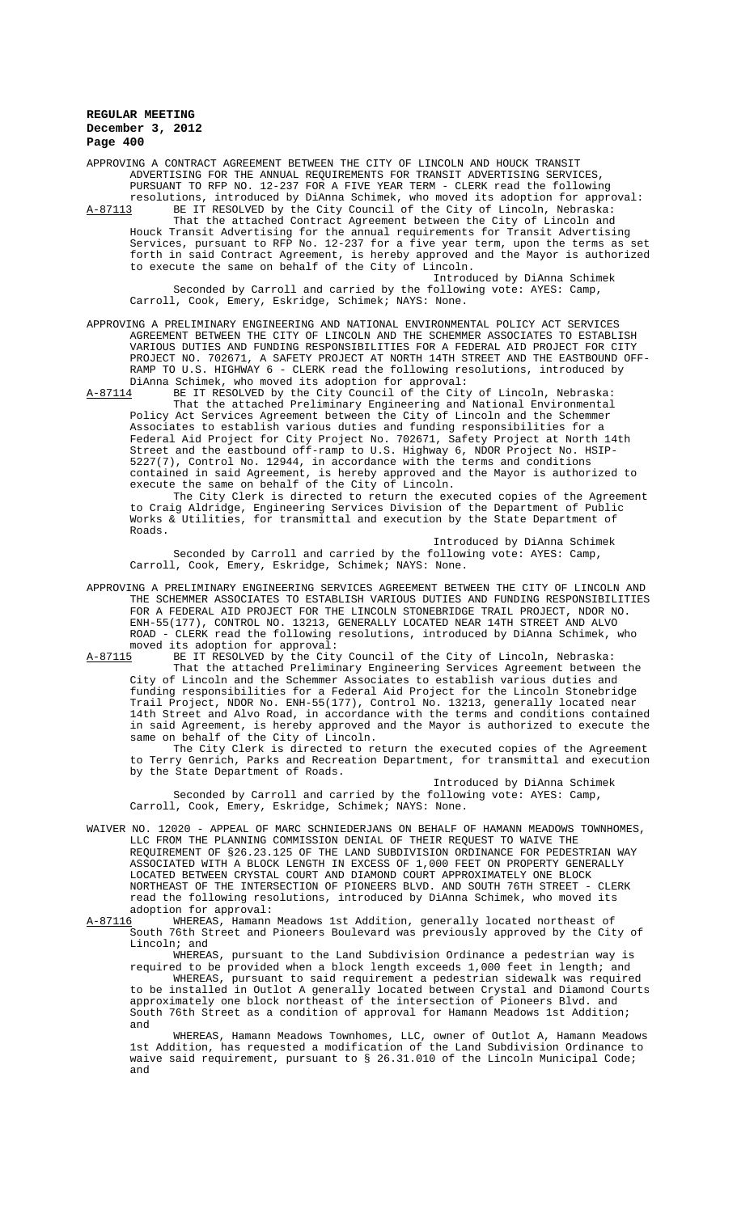APPROVING A CONTRACT AGREEMENT BETWEEN THE CITY OF LINCOLN AND HOUCK TRANSIT ADVERTISING FOR THE ANNUAL REQUIREMENTS FOR TRANSIT ADVERTISING SERVICES, PURSUANT TO RFP NO. 12-237 FOR A FIVE YEAR TERM - CLERK read the following resolutions, introduced by DiAnna Schimek, who moved its adoption for approval:

A-87113 BE IT RESOLVED by the City Council of the City of Lincoln, Nebraska:

That the attached Contract Agreement between the City of Lincoln and Houck Transit Advertising for the annual requirements for Transit Advertising Services, pursuant to RFP No. 12-237 for a five year term, upon the terms as set forth in said Contract Agreement, is hereby approved and the Mayor is authorized to execute the same on behalf of the City of Lincoln.

Introduced by DiAnna Schimek

Seconded by Carroll and carried by the following vote: AYES: Camp, Carroll, Cook, Emery, Eskridge, Schimek; NAYS: None.

APPROVING A PRELIMINARY ENGINEERING AND NATIONAL ENVIRONMENTAL POLICY ACT SERVICES AGREEMENT BETWEEN THE CITY OF LINCOLN AND THE SCHEMMER ASSOCIATES TO ESTABLISH VARIOUS DUTIES AND FUNDING RESPONSIBILITIES FOR A FEDERAL AID PROJECT FOR CITY PROJECT NO. 702671, A SAFETY PROJECT AT NORTH 14TH STREET AND THE EASTBOUND OFF-RAMP TO U.S. HIGHWAY 6 - CLERK read the following resolutions, introduced by DiAnna Schimek, who moved its adoption for approval:

A-87114 BE IT RESOLVED by the City Council of the City of Lincoln, Nebraska:

That the attached Preliminary Engineering and National Environmental Policy Act Services Agreement between the City of Lincoln and the Schemmer Associates to establish various duties and funding responsibilities for a Federal Aid Project for City Project No. 702671, Safety Project at North 14th Street and the eastbound off-ramp to U.S. Highway 6, NDOR Project No. HSIP-5227(7), Control No. 12944, in accordance with the terms and conditions contained in said Agreement, is hereby approved and the Mayor is authorized to execute the same on behalf of the City of Lincoln.

The City Clerk is directed to return the executed copies of the Agreement to Craig Aldridge, Engineering Services Division of the Department of Public Works & Utilities, for transmittal and execution by the State Department of Roads.

Introduced by DiAnna Schimek

Seconded by Carroll and carried by the following vote: AYES: Camp, Carroll, Cook, Emery, Eskridge, Schimek; NAYS: None.

APPROVING A PRELIMINARY ENGINEERING SERVICES AGREEMENT BETWEEN THE CITY OF LINCOLN AND THE SCHEMMER ASSOCIATES TO ESTABLISH VARIOUS DUTIES AND FUNDING RESPONSIBILITIES FOR A FEDERAL AID PROJECT FOR THE LINCOLN STONEBRIDGE TRAIL PROJECT, NDOR NO. ENH-55(177), CONTROL NO. 13213, GENERALLY LOCATED NEAR 14TH STREET AND ALVO ROAD - CLERK read the following resolutions, introduced by DiAnna Schimek, who moved its adoption for approval:

A-87115 BE IT RESOLVED by the City Council of the City of Lincoln, Nebraska:

That the attached Preliminary Engineering Services Agreement between the City of Lincoln and the Schemmer Associates to establish various duties and funding responsibilities for a Federal Aid Project for the Lincoln Stonebridge Trail Project, NDOR No. ENH-55(177), Control No. 13213, generally located near 14th Street and Alvo Road, in accordance with the terms and conditions contained in said Agreement, is hereby approved and the Mayor is authorized to execute the same on behalf of the City of Lincoln.

The City Clerk is directed to return the executed copies of the Agreement to Terry Genrich, Parks and Recreation Department, for transmittal and execution by the State Department of Roads.

Introduced by DiAnna Schimek

Seconded by Carroll and carried by the following vote: AYES: Camp, Carroll, Cook, Emery, Eskridge, Schimek; NAYS: None.

WAIVER NO. 12020 - APPEAL OF MARC SCHNIEDERJANS ON BEHALF OF HAMANN MEADOWS TOWNHOMES, LLC FROM THE PLANNING COMMISSION DENIAL OF THEIR REQUEST TO WAIVE THE REQUIREMENT OF §26.23.125 OF THE LAND SUBDIVISION ORDINANCE FOR PEDESTRIAN WAY ASSOCIATED WITH A BLOCK LENGTH IN EXCESS OF 1,000 FEET ON PROPERTY GENERALLY LOCATED BETWEEN CRYSTAL COURT AND DIAMOND COURT APPROXIMATELY ONE BLOCK NORTHEAST OF THE INTERSECTION OF PIONEERS BLVD. AND SOUTH 76TH STREET - CLERK read the following resolutions, introduced by DiAnna Schimek, who moved its adoption for approval:

A-87116 WHEREAS, Hamann Meadows 1st Addition, generally located northeast of South 76th Street and Pioneers Boulevard was previously approved by the City of Lincoln; and

WHEREAS, pursuant to the Land Subdivision Ordinance a pedestrian way is required to be provided when a block length exceeds 1,000 feet in length; and

WHEREAS, pursuant to said requirement a pedestrian sidewalk was required to be installed in Outlot A generally located between Crystal and Diamond Courts approximately one block northeast of the intersection of Pioneers Blvd. and South 76th Street as a condition of approval for Hamann Meadows 1st Addition; and

WHEREAS, Hamann Meadows Townhomes, LLC, owner of Outlot A, Hamann Meadows 1st Addition, has requested a modification of the Land Subdivision Ordinance to waive said requirement, pursuant to § 26.31.010 of the Lincoln Municipal Code; and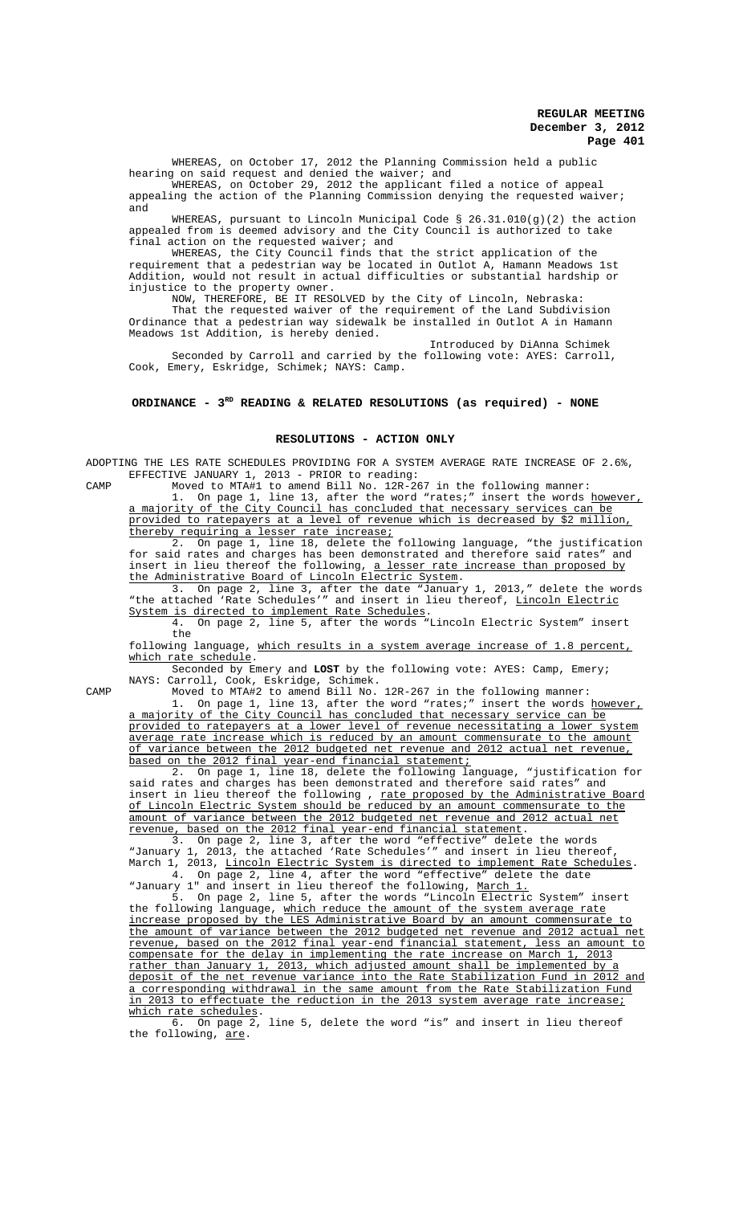WHEREAS, on October 17, 2012 the Planning Commission held a public hearing on said request and denied the waiver; and

WHEREAS, on October 29, 2012 the applicant filed a notice of appeal appealing the action of the Planning Commission denying the requested waiver; and

WHEREAS, pursuant to Lincoln Municipal Code § 26.31.010(g)(2) the action appealed from is deemed advisory and the City Council is authorized to take final action on the requested waiver; and

WHEREAS, the City Council finds that the strict application of the requirement that a pedestrian way be located in Outlot A, Hamann Meadows 1st Addition, would not result in actual difficulties or substantial hardship or injustice to the property owner.

NOW, THEREFORE, BE IT RESOLVED by the City of Lincoln, Nebraska:

That the requested waiver of the requirement of the Land Subdivision Ordinance that a pedestrian way sidewalk be installed in Outlot A in Hamann Meadows 1st Addition, is hereby denied.

Introduced by DiAnna Schimek

Seconded by Carroll and carried by the following vote: AYES: Carroll, Cook, Emery, Eskridge, Schimek; NAYS: Camp.

## ORDINANCE - 3RD READING & RELATED RESOLUTIONS (as required) - NONE

## RESOLUTIONS - ACTION ONLY

ADOPTING THE LES RATE SCHEDULES PROVIDING FOR A SYSTEM AVERAGE RATE INCREASE OF 2.6%, EFFECTIVE JANUARY 1, 2013 - PRIOR to reading:

CAMP Moved to MTA#1 to amend Bill No. 12R-267 in the following manner:

1. On page 1, line 13, after the word "rates;" insert the words however, a majority of the City Council has concluded that necessary services can be provided to ratepayers at a level of revenue which is decreased by $2 million, thereby requiring a lesser rate increase;
2. On page 1, line 18, delete the following language, "the justification for said rates and charges has been demonstrated and therefore said rates" and insert in lieu thereof the following, a lesser rate increase than proposed by the Administrative Board of Lincoln Electric System.
3. On page 2, line 3, after the date "January 1, 2013," delete the words "the attached 'Rate Schedules'" and insert in lieu thereof, Lincoln Electric System is directed to implement Rate Schedules.
4. On page 2, line 5, after the words "Lincoln Electric System" insert the following language, which results in a system average increase of 1.8 percent, which rate schedule.

Seconded by Emery and **LOST** by the following vote: AYES: Camp, Emery; NAYS: Carroll, Cook, Eskridge, Schimek.

CAMP Moved to MTA#2 to amend Bill No. 12R-267 in the following manner:

1. On page 1, line 13, after the word "rates;" insert the words however, a majority of the City Council has concluded that necessary service can be provided to ratepayers at a lower level of revenue necessitating a lower system average rate increase which is reduced by an amount commensurate to the amount of variance between the 2012 budgeted net revenue and 2012 actual net revenue, based on the 2012 final year-end financial statement;
2. On page 1, line 18, delete the following language, "justification for said rates and charges has been demonstrated and therefore said rates" and insert in lieu thereof the following , rate proposed by the Administrative Board of Lincoln Electric System should be reduced by an amount commensurate to the amount of variance between the 2012 budgeted net revenue and 2012 actual net revenue, based on the 2012 final year-end financial statement.
3. On page 2, line 3, after the word "effective" delete the words "January 1, 2013, the attached 'Rate Schedules'" and insert in lieu thereof, March 1, 2013, Lincoln Electric System is directed to implement Rate Schedules.
4. On page 2, line 4, after the word "effective" delete the date "January 1" and insert in lieu thereof the following, March 1.
5. On page 2, line 5, after the words "Lincoln Electric System" insert the following language, which reduce the amount of the system average rate increase proposed by the LES Administrative Board by an amount commensurate to the amount of variance between the 2012 budgeted net revenue and 2012 actual net revenue, based on the 2012 final year-end financial statement, less an amount to compensate for the delay in implementing the rate increase on March 1, 2013 rather than January 1, 2013, which adjusted amount shall be implemented by a deposit of the net revenue variance into the Rate Stabilization Fund in 2012 and a corresponding withdrawal in the same amount from the Rate Stabilization Fund in 2013 to effectuate the reduction in the 2013 system average rate increase; which rate schedules.
6. On page 2, line 5, delete the word "is" and insert in lieu thereof the following, are.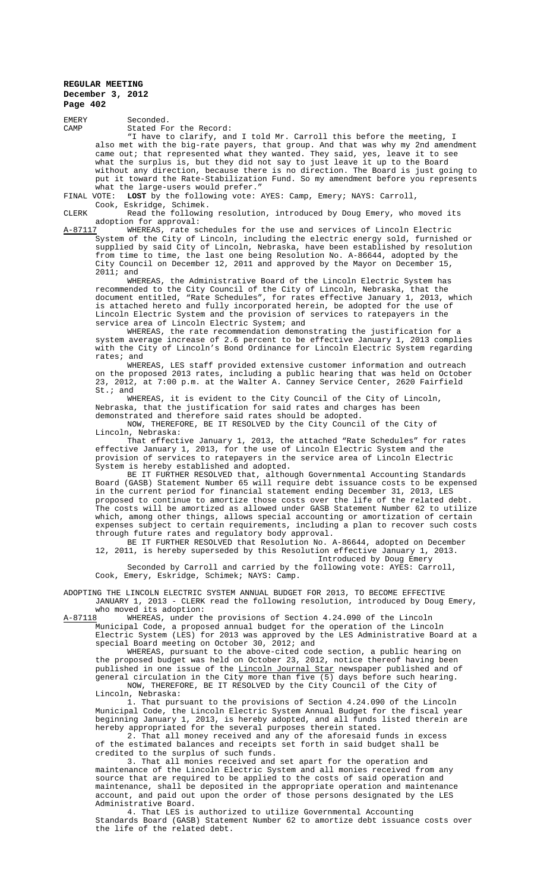EMERY Seconded.

CAMP Stated For the Record:

"I have to clarify, and I told Mr. Carroll this before the meeting, I also met with the big-rate payers, that group. And that was why my 2nd amendment came out; that represented what they wanted. They said, yes, leave it to see what the surplus is, but they did not say to just leave it up to the Board without any direction, because there is no direction. The Board is just going to put it toward the Rate-Stabilization Fund. So my amendment before you represents what the large-users would prefer."

FINAL VOTE: **LOST** by the following vote: AYES: Camp, Emery; NAYS: Carroll, Cook, Eskridge, Schimek.

CLERK Read the following resolution, introduced by Doug Emery, who moved its adoption for approval:

A-87117 WHEREAS, rate schedules for the use and services of Lincoln Electric System of the City of Lincoln, including the electric energy sold, furnished or supplied by said City of Lincoln, Nebraska, have been established by resolution from time to time, the last one being Resolution No. A-86644, adopted by the City Council on December 12, 2011 and approved by the Mayor on December 15, 2011; and

WHEREAS, the Administrative Board of the Lincoln Electric System has recommended to the City Council of the City of Lincoln, Nebraska, that the document entitled, "Rate Schedules", for rates effective January 1, 2013, which is attached hereto and fully incorporated herein, be adopted for the use of Lincoln Electric System and the provision of services to ratepayers in the service area of Lincoln Electric System; and

WHEREAS, the rate recommendation demonstrating the justification for a system average increase of 2.6 percent to be effective January 1, 2013 complies with the City of Lincoln's Bond Ordinance for Lincoln Electric System regarding rates; and

WHEREAS, LES staff provided extensive customer information and outreach on the proposed 2013 rates, including a public hearing that was held on October 23, 2012, at 7:00 p.m. at the Walter A. Canney Service Center, 2620 Fairfield St.; and

WHEREAS, it is evident to the City Council of the City of Lincoln, Nebraska, that the justification for said rates and charges has been demonstrated and therefore said rates should be adopted.

NOW, THEREFORE, BE IT RESOLVED by the City Council of the City of Lincoln, Nebraska:

That effective January 1, 2013, the attached "Rate Schedules" for rates effective January 1, 2013, for the use of Lincoln Electric System and the provision of services to ratepayers in the service area of Lincoln Electric System is hereby established and adopted.

BE IT FURTHER RESOLVED that, although Governmental Accounting Standards Board (GASB) Statement Number 65 will require debt issuance costs to be expensed in the current period for financial statement ending December 31, 2013, LES proposed to continue to amortize those costs over the life of the related debt. The costs will be amortized as allowed under GASB Statement Number 62 to utilize which, among other things, allows special accounting or amortization of certain expenses subject to certain requirements, including a plan to recover such costs through future rates and regulatory body approval.

BE IT FURTHER RESOLVED that Resolution No. A-86644, adopted on December 12, 2011, is hereby superseded by this Resolution effective January 1, 2013.

Introduced by Doug Emery

Seconded by Carroll and carried by the following vote: AYES: Carroll, Cook, Emery, Eskridge, Schimek; NAYS: Camp.

ADOPTING THE LINCOLN ELECTRIC SYSTEM ANNUAL BUDGET FOR 2013, TO BECOME EFFECTIVE JANUARY 1, 2013 - CLERK read the following resolution, introduced by Doug Emery, who moved its adoption:

A-87118 WHEREAS, under the provisions of Section 4.24.090 of the Lincoln Municipal Code, a proposed annual budget for the operation of the Lincoln Electric System (LES) for 2013 was approved by the LES Administrative Board at a special Board meeting on October 30, 2012; and

WHEREAS, pursuant to the above-cited code section, a public hearing on the proposed budget was held on October 23, 2012, notice thereof having been published in one issue of the Lincoln Journal Star newspaper published and of general circulation in the City more than five (5) days before such hearing.

NOW, THEREFORE, BE IT RESOLVED by the City Council of the City of Lincoln, Nebraska:

1. That pursuant to the provisions of Section 4.24.090 of the Lincoln Municipal Code, the Lincoln Electric System Annual Budget for the fiscal year beginning January 1, 2013, is hereby adopted, and all funds listed therein are hereby appropriated for the several purposes therein stated.

2. That all money received and any of the aforesaid funds in excess of the estimated balances and receipts set forth in said budget shall be credited to the surplus of such funds.

3. That all monies received and set apart for the operation and maintenance of the Lincoln Electric System and all monies received from any source that are required to be applied to the costs of said operation and maintenance, shall be deposited in the appropriate operation and maintenance account, and paid out upon the order of those persons designated by the LES Administrative Board.

4. That LES is authorized to utilize Governmental Accounting Standards Board (GASB) Statement Number 62 to amortize debt issuance costs over the life of the related debt.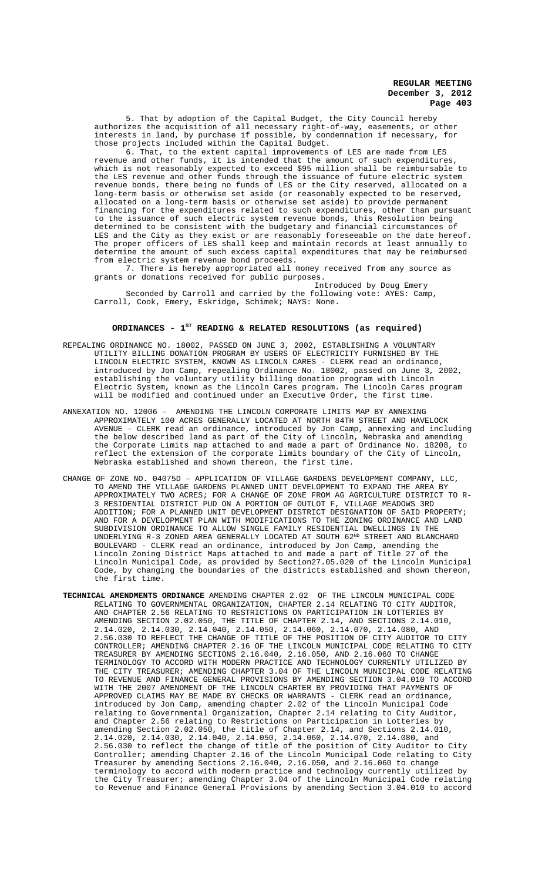5. That by adoption of the Capital Budget, the City Council hereby authorizes the acquisition of all necessary right-of-way, easements, or other interests in land, by purchase if possible, by condemnation if necessary, for those projects included within the Capital Budget.

6. That, to the extent capital improvements of LES are made from LES revenue and other funds, it is intended that the amount of such expenditures, which is not reasonably expected to exceed $95 million shall be reimbursable to the LES revenue and other funds through the issuance of future electric system revenue bonds, there being no funds of LES or the City reserved, allocated on a long-term basis or otherwise set aside (or reasonably expected to be reserved, allocated on a long-term basis or otherwise set aside) to provide permanent financing for the expenditures related to such expenditures, other than pursuant to the issuance of such electric system revenue bonds, this Resolution being determined to be consistent with the budgetary and financial circumstances of LES and the City as they exist or are reasonably foreseeable on the date hereof. The proper officers of LES shall keep and maintain records at least annually to determine the amount of such excess capital expenditures that may be reimbursed from electric system revenue bond proceeds.

7. There is hereby appropriated all money received from any source as grants or donations received for public purposes.

Introduced by Doug Emery

Seconded by Carroll and carried by the following vote: AYES: Camp, Carroll, Cook, Emery, Eskridge, Schimek; NAYS: None.

## ORDINANCES - 1ST READING & RELATED RESOLUTIONS (as required)

REPEALING ORDINANCE NO. 18002, PASSED ON JUNE 3, 2002, ESTABLISHING A VOLUNTARY UTILITY BILLING DONATION PROGRAM BY USERS OF ELECTRICITY FURNISHED BY THE LINCOLN ELECTRIC SYSTEM, KNOWN AS LINCOLN CARES - CLERK read an ordinance, introduced by Jon Camp, repealing Ordinance No. 18002, passed on June 3, 2002, establishing the voluntary utility billing donation program with Lincoln Electric System, known as the Lincoln Cares program. The Lincoln Cares program will be modified and continued under an Executive Order, the first time.

ANNEXATION NO. 12006 – AMENDING THE LINCOLN CORPORATE LIMITS MAP BY ANNEXING APPROXIMATELY 100 ACRES GENERALLY LOCATED AT NORTH 84TH STREET AND HAVELOCK AVENUE - CLERK read an ordinance, introduced by Jon Camp, annexing and including the below described land as part of the City of Lincoln, Nebraska and amending the Corporate Limits map attached to and made a part of Ordinance No. 18208, to reflect the extension of the corporate limits boundary of the City of Lincoln, Nebraska established and shown thereon, the first time.

CHANGE OF ZONE NO. 04075D – APPLICATION OF VILLAGE GARDENS DEVELOPMENT COMPANY, LLC, TO AMEND THE VILLAGE GARDENS PLANNED UNIT DEVELOPMENT TO EXPAND THE AREA BY APPROXIMATELY TWO ACRES; FOR A CHANGE OF ZONE FROM AG AGRICULTURE DISTRICT TO R-3 RESIDENTIAL DISTRICT PUD ON A PORTION OF OUTLOT F, VILLAGE MEADOWS 3RD ADDITION; FOR A PLANNED UNIT DEVELOPMENT DISTRICT DESIGNATION OF SAID PROPERTY; AND FOR A DEVELOPMENT PLAN WITH MODIFICATIONS TO THE ZONING ORDINANCE AND LAND SUBDIVISION ORDINANCE TO ALLOW SINGLE FAMILY RESIDENTIAL DWELLINGS IN THE UNDERLYING R-3 ZONED AREA GENERALLY LOCATED AT SOUTH 62ND STREET AND BLANCHARD BOULEVARD - CLERK read an ordinance, introduced by Jon Camp, amending the Lincoln Zoning District Maps attached to and made a part of Title 27 of the Lincoln Municipal Code, as provided by Section27.05.020 of the Lincoln Municipal Code, by changing the boundaries of the districts established and shown thereon, the first time.

**TECHNICAL AMENDMENTS ORDINANCE** AMENDING CHAPTER 2.02 OF THE LINCOLN MUNICIPAL CODE RELATING TO GOVERNMENTAL ORGANIZATION, CHAPTER 2.14 RELATING TO CITY AUDITOR, AND CHAPTER 2.56 RELATING TO RESTRICTIONS ON PARTICIPATION IN LOTTERIES BY AMENDING SECTION 2.02.050, THE TITLE OF CHAPTER 2.14, AND SECTIONS 2.14.010, 2.14.020, 2.14.030, 2.14.040, 2.14.050, 2.14.060, 2.14.070, 2.14.080, AND 2.56.030 TO REFLECT THE CHANGE OF TITLE OF THE POSITION OF CITY AUDITOR TO CITY CONTROLLER; AMENDING CHAPTER 2.16 OF THE LINCOLN MUNICIPAL CODE RELATING TO CITY TREASURER BY AMENDING SECTIONS 2.16.040, 2.16.050, AND 2.16.060 TO CHANGE TERMINOLOGY TO ACCORD WITH MODERN PRACTICE AND TECHNOLOGY CURRENTLY UTILIZED BY THE CITY TREASURER; AMENDING CHAPTER 3.04 OF THE LINCOLN MUNICIPAL CODE RELATING TO REVENUE AND FINANCE GENERAL PROVISIONS BY AMENDING SECTION 3.04.010 TO ACCORD WITH THE 2007 AMENDMENT OF THE LINCOLN CHARTER BY PROVIDING THAT PAYMENTS OF APPROVED CLAIMS MAY BE MADE BY CHECKS OR WARRANTS - CLERK read an ordinance, introduced by Jon Camp, amending chapter 2.02 of the Lincoln Municipal Code relating to Governmental Organization, Chapter 2.14 relating to City Auditor, and Chapter 2.56 relating to Restrictions on Participation in Lotteries by amending Section 2.02.050, the title of Chapter 2.14, and Sections 2.14.010, 2.14.020, 2.14.030, 2.14.040, 2.14.050, 2.14.060, 2.14.070, 2.14.080, and 2.56.030 to reflect the change of title of the position of City Auditor to City Controller; amending Chapter 2.16 of the Lincoln Municipal Code relating to City Treasurer by amending Sections 2.16.040, 2.16.050, and 2.16.060 to change terminology to accord with modern practice and technology currently utilized by the City Treasurer; amending Chapter 3.04 of the Lincoln Municipal Code relating to Revenue and Finance General Provisions by amending Section 3.04.010 to accord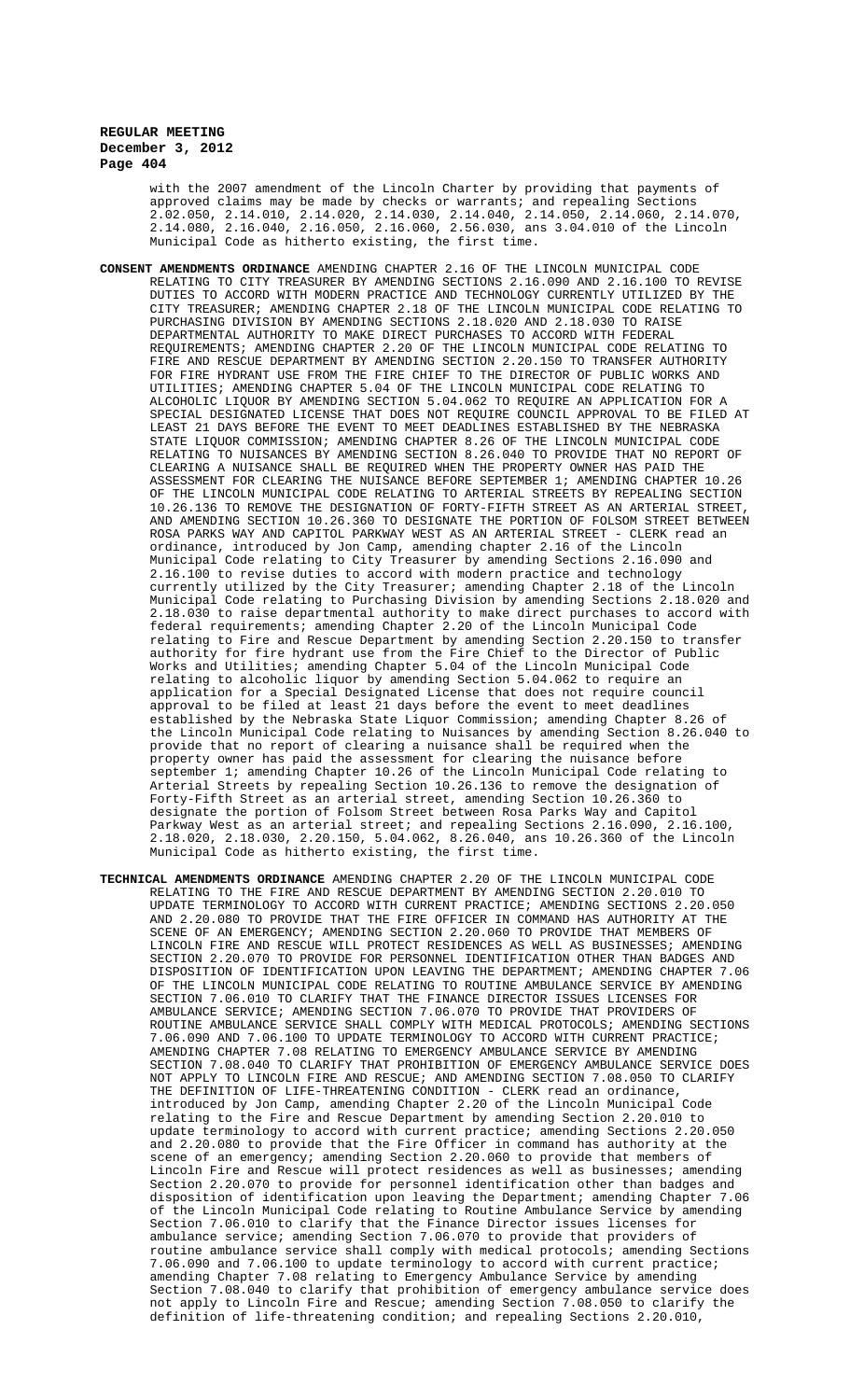with the 2007 amendment of the Lincoln Charter by providing that payments of approved claims may be made by checks or warrants; and repealing Sections 2.02.050, 2.14.010, 2.14.020, 2.14.030, 2.14.040, 2.14.050, 2.14.060, 2.14.070, 2.14.080, 2.16.040, 2.16.050, 2.16.060, 2.56.030, ans 3.04.010 of the Lincoln Municipal Code as hitherto existing, the first time.

**CONSENT AMENDMENTS ORDINANCE** AMENDING CHAPTER 2.16 OF THE LINCOLN MUNICIPAL CODE RELATING TO CITY TREASURER BY AMENDING SECTIONS 2.16.090 AND 2.16.100 TO REVISE DUTIES TO ACCORD WITH MODERN PRACTICE AND TECHNOLOGY CURRENTLY UTILIZED BY THE CITY TREASURER; AMENDING CHAPTER 2.18 OF THE LINCOLN MUNICIPAL CODE RELATING TO PURCHASING DIVISION BY AMENDING SECTIONS 2.18.020 AND 2.18.030 TO RAISE DEPARTMENTAL AUTHORITY TO MAKE DIRECT PURCHASES TO ACCORD WITH FEDERAL REQUIREMENTS; AMENDING CHAPTER 2.20 OF THE LINCOLN MUNICIPAL CODE RELATING TO FIRE AND RESCUE DEPARTMENT BY AMENDING SECTION 2.20.150 TO TRANSFER AUTHORITY FOR FIRE HYDRANT USE FROM THE FIRE CHIEF TO THE DIRECTOR OF PUBLIC WORKS AND UTILITIES; AMENDING CHAPTER 5.04 OF THE LINCOLN MUNICIPAL CODE RELATING TO ALCOHOLIC LIQUOR BY AMENDING SECTION 5.04.062 TO REQUIRE AN APPLICATION FOR A SPECIAL DESIGNATED LICENSE THAT DOES NOT REQUIRE COUNCIL APPROVAL TO BE FILED AT LEAST 21 DAYS BEFORE THE EVENT TO MEET DEADLINES ESTABLISHED BY THE NEBRASKA STATE LIQUOR COMMISSION; AMENDING CHAPTER 8.26 OF THE LINCOLN MUNICIPAL CODE RELATING TO NUISANCES BY AMENDING SECTION 8.26.040 TO PROVIDE THAT NO REPORT OF CLEARING A NUISANCE SHALL BE REQUIRED WHEN THE PROPERTY OWNER HAS PAID THE ASSESSMENT FOR CLEARING THE NUISANCE BEFORE SEPTEMBER 1; AMENDING CHAPTER 10.26 OF THE LINCOLN MUNICIPAL CODE RELATING TO ARTERIAL STREETS BY REPEALING SECTION 10.26.136 TO REMOVE THE DESIGNATION OF FORTY-FIFTH STREET AS AN ARTERIAL STREET, AND AMENDING SECTION 10.26.360 TO DESIGNATE THE PORTION OF FOLSOM STREET BETWEEN ROSA PARKS WAY AND CAPITOL PARKWAY WEST AS AN ARTERIAL STREET - CLERK read an ordinance, introduced by Jon Camp, amending chapter 2.16 of the Lincoln Municipal Code relating to City Treasurer by amending Sections 2.16.090 and 2.16.100 to revise duties to accord with modern practice and technology currently utilized by the City Treasurer; amending Chapter 2.18 of the Lincoln Municipal Code relating to Purchasing Division by amending Sections 2.18.020 and 2.18.030 to raise departmental authority to make direct purchases to accord with federal requirements; amending Chapter 2.20 of the Lincoln Municipal Code relating to Fire and Rescue Department by amending Section 2.20.150 to transfer authority for fire hydrant use from the Fire Chief to the Director of Public Works and Utilities; amending Chapter 5.04 of the Lincoln Municipal Code relating to alcoholic liquor by amending Section 5.04.062 to require an application for a Special Designated License that does not require council approval to be filed at least 21 days before the event to meet deadlines established by the Nebraska State Liquor Commission; amending Chapter 8.26 of the Lincoln Municipal Code relating to Nuisances by amending Section 8.26.040 to provide that no report of clearing a nuisance shall be required when the property owner has paid the assessment for clearing the nuisance before september 1; amending Chapter 10.26 of the Lincoln Municipal Code relating to Arterial Streets by repealing Section 10.26.136 to remove the designation of Forty-Fifth Street as an arterial street, amending Section 10.26.360 to designate the portion of Folsom Street between Rosa Parks Way and Capitol Parkway West as an arterial street; and repealing Sections 2.16.090, 2.16.100, 2.18.020, 2.18.030, 2.20.150, 5.04.062, 8.26.040, ans 10.26.360 of the Lincoln Municipal Code as hitherto existing, the first time.

**TECHNICAL AMENDMENTS ORDINANCE** AMENDING CHAPTER 2.20 OF THE LINCOLN MUNICIPAL CODE RELATING TO THE FIRE AND RESCUE DEPARTMENT BY AMENDING SECTION 2.20.010 TO UPDATE TERMINOLOGY TO ACCORD WITH CURRENT PRACTICE; AMENDING SECTIONS 2.20.050 AND 2.20.080 TO PROVIDE THAT THE FIRE OFFICER IN COMMAND HAS AUTHORITY AT THE SCENE OF AN EMERGENCY; AMENDING SECTION 2.20.060 TO PROVIDE THAT MEMBERS OF LINCOLN FIRE AND RESCUE WILL PROTECT RESIDENCES AS WELL AS BUSINESSES; AMENDING SECTION 2.20.070 TO PROVIDE FOR PERSONNEL IDENTIFICATION OTHER THAN BADGES AND DISPOSITION OF IDENTIFICATION UPON LEAVING THE DEPARTMENT; AMENDING CHAPTER 7.06 OF THE LINCOLN MUNICIPAL CODE RELATING TO ROUTINE AMBULANCE SERVICE BY AMENDING SECTION 7.06.010 TO CLARIFY THAT THE FINANCE DIRECTOR ISSUES LICENSES FOR AMBULANCE SERVICE; AMENDING SECTION 7.06.070 TO PROVIDE THAT PROVIDERS OF ROUTINE AMBULANCE SERVICE SHALL COMPLY WITH MEDICAL PROTOCOLS; AMENDING SECTIONS 7.06.090 AND 7.06.100 TO UPDATE TERMINOLOGY TO ACCORD WITH CURRENT PRACTICE; AMENDING CHAPTER 7.08 RELATING TO EMERGENCY AMBULANCE SERVICE BY AMENDING SECTION 7.08.040 TO CLARIFY THAT PROHIBITION OF EMERGENCY AMBULANCE SERVICE DOES NOT APPLY TO LINCOLN FIRE AND RESCUE; AND AMENDING SECTION 7.08.050 TO CLARIFY THE DEFINITION OF LIFE-THREATENING CONDITION - CLERK read an ordinance, introduced by Jon Camp, amending Chapter 2.20 of the Lincoln Municipal Code relating to the Fire and Rescue Department by amending Section 2.20.010 to update terminology to accord with current practice; amending Sections 2.20.050 and 2.20.080 to provide that the Fire Officer in command has authority at the scene of an emergency; amending Section 2.20.060 to provide that members of Lincoln Fire and Rescue will protect residences as well as businesses; amending Section 2.20.070 to provide for personnel identification other than badges and disposition of identification upon leaving the Department; amending Chapter 7.06 of the Lincoln Municipal Code relating to Routine Ambulance Service by amending Section 7.06.010 to clarify that the Finance Director issues licenses for ambulance service; amending Section 7.06.070 to provide that providers of routine ambulance service shall comply with medical protocols; amending Sections 7.06.090 and 7.06.100 to update terminology to accord with current practice; amending Chapter 7.08 relating to Emergency Ambulance Service by amending Section 7.08.040 to clarify that prohibition of emergency ambulance service does not apply to Lincoln Fire and Rescue; amending Section 7.08.050 to clarify the definition of life-threatening condition; and repealing Sections 2.20.010,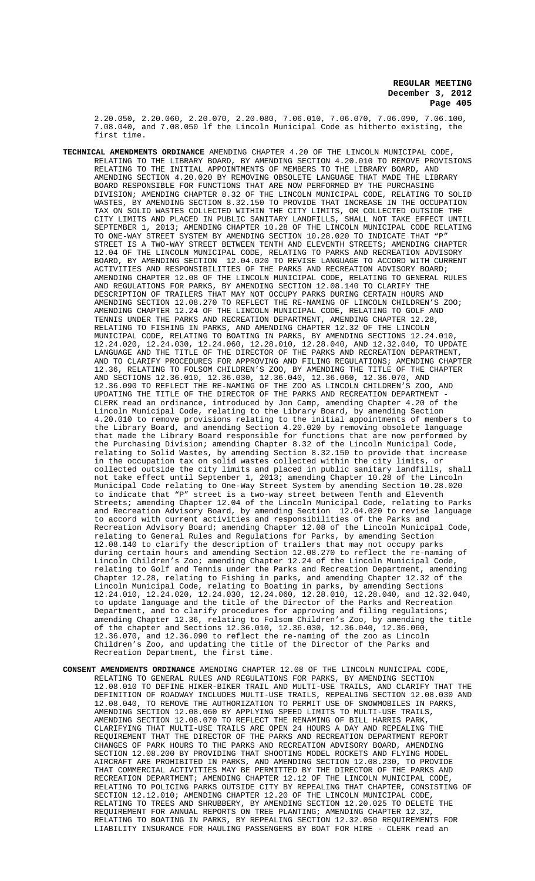2.20.050, 2.20.060, 2.20.070, 2.20.080, 7.06.010, 7.06.070, 7.06.090, 7.06.100, 7.08.040, and 7.08.050 lf the Lincoln Municipal Code as hitherto existing, the first time.

**TECHNICAL AMENDMENTS ORDINANCE** AMENDING CHAPTER 4.20 OF THE LINCOLN MUNICIPAL CODE, RELATING TO THE LIBRARY BOARD, BY AMENDING SECTION 4.20.010 TO REMOVE PROVISIONS RELATING TO THE INITIAL APPOINTMENTS OF MEMBERS TO THE LIBRARY BOARD, AND AMENDING SECTION 4.20.020 BY REMOVING OBSOLETE LANGUAGE THAT MADE THE LIBRARY BOARD RESPONSIBLE FOR FUNCTIONS THAT ARE NOW PERFORMED BY THE PURCHASING DIVISION; AMENDING CHAPTER 8.32 OF THE LINCOLN MUNICIPAL CODE, RELATING TO SOLID WASTES, BY AMENDING SECTION 8.32.150 TO PROVIDE THAT INCREASE IN THE OCCUPATION TAX ON SOLID WASTES COLLECTED WITHIN THE CITY LIMITS, OR COLLECTED OUTSIDE THE CITY LIMITS AND PLACED IN PUBLIC SANITARY LANDFILLS, SHALL NOT TAKE EFFECT UNTIL SEPTEMBER 1, 2013; AMENDING CHAPTER 10.28 OF THE LINCOLN MUNICIPAL CODE RELATING TO ONE-WAY STREET SYSTEM BY AMENDING SECTION 10.28.020 TO INDICATE THAT "P" STREET IS A TWO-WAY STREET BETWEEN TENTH AND ELEVENTH STREETS; AMENDING CHAPTER 12.04 OF THE LINCOLN MUNICIPAL CODE, RELATING TO PARKS AND RECREATION ADVISORY BOARD, BY AMENDING SECTION 12.04.020 TO REVISE LANGUAGE TO ACCORD WITH CURRENT ACTIVITIES AND RESPONSIBILITIES OF THE PARKS AND RECREATION ADVISORY BOARD; AMENDING CHAPTER 12.08 OF THE LINCOLN MUNICIPAL CODE, RELATING TO GENERAL RULES AND REGULATIONS FOR PARKS, BY AMENDING SECTION 12.08.140 TO CLARIFY THE DESCRIPTION OF TRAILERS THAT MAY NOT OCCUPY PARKS DURING CERTAIN HOURS AND AMENDING SECTION 12.08.270 TO REFLECT THE RE-NAMING OF LINCOLN CHILDREN'S ZOO; AMENDING CHAPTER 12.24 OF THE LINCOLN MUNICIPAL CODE, RELATING TO GOLF AND TENNIS UNDER THE PARKS AND RECREATION DEPARTMENT, AMENDING CHAPTER 12.28, RELATING TO FISHING IN PARKS, AND AMENDING CHAPTER 12.32 OF THE LINCOLN MUNICIPAL CODE, RELATING TO BOATING IN PARKS, BY AMENDING SECTIONS 12.24.010, 12.24.020, 12.24.030, 12.24.060, 12.28.010, 12.28.040, AND 12.32.040, TO UPDATE LANGUAGE AND THE TITLE OF THE DIRECTOR OF THE PARKS AND RECREATION DEPARTMENT, AND TO CLARIFY PROCEDURES FOR APPROVING AND FILING REGULATIONS; AMENDING CHAPTER 12.36, RELATING TO FOLSOM CHILDREN'S ZOO, BY AMENDING THE TITLE OF THE CHAPTER AND SECTIONS 12.36.010, 12.36.030, 12.36.040, 12.36.060, 12.36.070, AND 12.36.090 TO REFLECT THE RE-NAMING OF THE ZOO AS LINCOLN CHILDREN'S ZOO, AND UPDATING THE TITLE OF THE DIRECTOR OF THE PARKS AND RECREATION DEPARTMENT - CLERK read an ordinance, introduced by Jon Camp, amending Chapter 4.20 of the Lincoln Municipal Code, relating to the Library Board, by amending Section 4.20.010 to remove provisions relating to the initial appointments of members to the Library Board, and amending Section 4.20.020 by removing obsolete language that made the Library Board responsible for functions that are now performed by the Purchasing Division; amending Chapter 8.32 of the Lincoln Municipal Code, relating to Solid Wastes, by amending Section 8.32.150 to provide that increase in the occupation tax on solid wastes collected within the city limits, or collected outside the city limits and placed in public sanitary landfills, shall not take effect until September 1, 2013; amending Chapter 10.28 of the Lincoln Municipal Code relating to One-Way Street System by amending Section 10.28.020 to indicate that "P" street is a two-way street between Tenth and Eleventh Streets; amending Chapter 12.04 of the Lincoln Municipal Code, relating to Parks and Recreation Advisory Board, by amending Section 12.04.020 to revise language to accord with current activities and responsibilities of the Parks and Recreation Advisory Board; amending Chapter 12.08 of the Lincoln Municipal Code, relating to General Rules and Regulations for Parks, by amending Section 12.08.140 to clarify the description of trailers that may not occupy parks during certain hours and amending Section 12.08.270 to reflect the re-naming of Lincoln Children's Zoo; amending Chapter 12.24 of the Lincoln Municipal Code, relating to Golf and Tennis under the Parks and Recreation Department, amending Chapter 12.28, relating to Fishing in parks, and amending Chapter 12.32 of the Lincoln Municipal Code, relating to Boating in parks, by amending Sections 12.24.010, 12.24.020, 12.24.030, 12.24.060, 12.28.010, 12.28.040, and 12.32.040, to update language and the title of the Director of the Parks and Recreation Department, and to clarify procedures for approving and filing regulations; amending Chapter 12.36, relating to Folsom Children's Zoo, by amending the title of the chapter and Sections 12.36.010, 12.36.030, 12.36.040, 12.36.060, 12.36.070, and 12.36.090 to reflect the re-naming of the zoo as Lincoln Children's Zoo, and updating the title of the Director of the Parks and Recreation Department, the first time.

**CONSENT AMENDMENTS ORDINANCE** AMENDING CHAPTER 12.08 OF THE LINCOLN MUNICIPAL CODE, RELATING TO GENERAL RULES AND REGULATIONS FOR PARKS, BY AMENDING SECTION 12.08.010 TO DEFINE HIKER-BIKER TRAIL AND MULTI-USE TRAILS, AND CLARIFY THAT THE DEFINITION OF ROADWAY INCLUDES MULTI-USE TRAILS, REPEALING SECTION 12.08.030 AND 12.08.040, TO REMOVE THE AUTHORIZATION TO PERMIT USE OF SNOWMOBILES IN PARKS, AMENDING SECTION 12.08.060 BY APPLYING SPEED LIMITS TO MULTI-USE TRAILS, AMENDING SECTION 12.08.070 TO REFLECT THE RENAMING OF BILL HARRIS PARK, CLARIFYING THAT MULTI-USE TRAILS ARE OPEN 24 HOURS A DAY AND REPEALING THE REQUIREMENT THAT THE DIRECTOR OF THE PARKS AND RECREATION DEPARTMENT REPORT CHANGES OF PARK HOURS TO THE PARKS AND RECREATION ADVISORY BOARD, AMENDING SECTION 12.08.200 BY PROVIDING THAT SHOOTING MODEL ROCKETS AND FLYING MODEL AIRCRAFT ARE PROHIBITED IN PARKS, AND AMENDING SECTION 12.08.230, TO PROVIDE THAT COMMERCIAL ACTIVITIES MAY BE PERMITTED BY THE DIRECTOR OF THE PARKS AND RECREATION DEPARTMENT; AMENDING CHAPTER 12.12 OF THE LINCOLN MUNICIPAL CODE, RELATING TO POLICING PARKS OUTSIDE CITY BY REPEALING THAT CHAPTER, CONSISTING OF SECTION 12.12.010; AMENDING CHAPTER 12.20 OF THE LINCOLN MUNICIPAL CODE, RELATING TO TREES AND SHRUBBERY, BY AMENDING SECTION 12.20.025 TO DELETE THE REQUIREMENT FOR ANNUAL REPORTS ON TREE PLANTING; AMENDING CHAPTER 12.32, RELATING TO BOATING IN PARKS, BY REPEALING SECTION 12.32.050 REQUIREMENTS FOR LIABILITY INSURANCE FOR HAULING PASSENGERS BY BOAT FOR HIRE - CLERK read an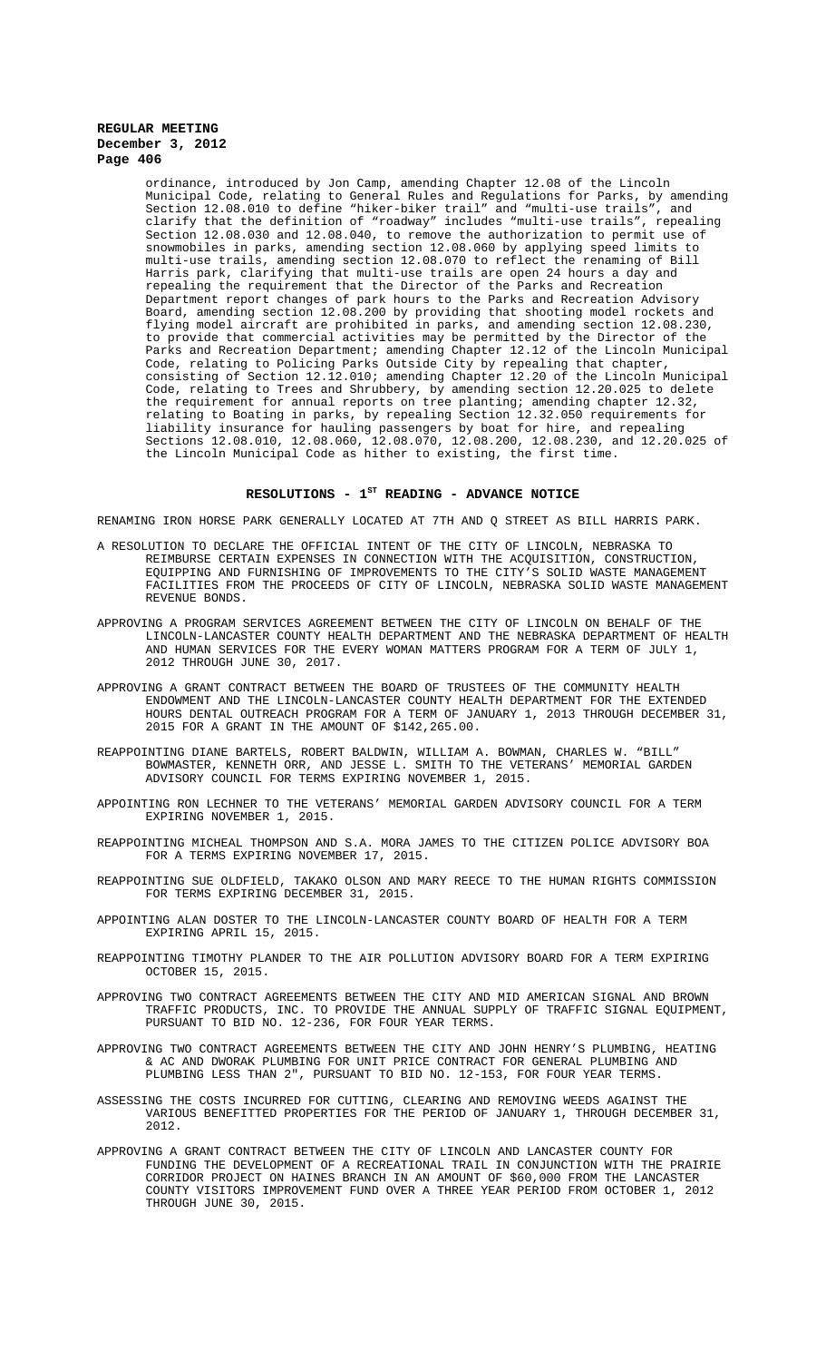ordinance, introduced by Jon Camp, amending Chapter 12.08 of the Lincoln Municipal Code, relating to General Rules and Regulations for Parks, by amending Section 12.08.010 to define "hiker-biker trail" and "multi-use trails", and clarify that the definition of "roadway" includes "multi-use trails", repealing Section 12.08.030 and 12.08.040, to remove the authorization to permit use of snowmobiles in parks, amending section 12.08.060 by applying speed limits to multi-use trails, amending section 12.08.070 to reflect the renaming of Bill Harris park, clarifying that multi-use trails are open 24 hours a day and repealing the requirement that the Director of the Parks and Recreation Department report changes of park hours to the Parks and Recreation Advisory Board, amending section 12.08.200 by providing that shooting model rockets and flying model aircraft are prohibited in parks, and amending section 12.08.230, to provide that commercial activities may be permitted by the Director of the Parks and Recreation Department; amending Chapter 12.12 of the Lincoln Municipal Code, relating to Policing Parks Outside City by repealing that chapter, consisting of Section 12.12.010; amending Chapter 12.20 of the Lincoln Municipal Code, relating to Trees and Shrubbery, by amending section 12.20.025 to delete the requirement for annual reports on tree planting; amending chapter 12.32, relating to Boating in parks, by repealing Section 12.32.050 requirements for liability insurance for hauling passengers by boat for hire, and repealing Sections 12.08.010, 12.08.060, 12.08.070, 12.08.200, 12.08.230, and 12.20.025 of the Lincoln Municipal Code as hither to existing, the first time.

## RESOLUTIONS - 1ST READING - ADVANCE NOTICE

RENAMING IRON HORSE PARK GENERALLY LOCATED AT 7TH AND Q STREET AS BILL HARRIS PARK.

A RESOLUTION TO DECLARE THE OFFICIAL INTENT OF THE CITY OF LINCOLN, NEBRASKA TO REIMBURSE CERTAIN EXPENSES IN CONNECTION WITH THE ACQUISITION, CONSTRUCTION, EQUIPPING AND FURNISHING OF IMPROVEMENTS TO THE CITY'S SOLID WASTE MANAGEMENT FACILITIES FROM THE PROCEEDS OF CITY OF LINCOLN, NEBRASKA SOLID WASTE MANAGEMENT REVENUE BONDS.

APPROVING A PROGRAM SERVICES AGREEMENT BETWEEN THE CITY OF LINCOLN ON BEHALF OF THE LINCOLN-LANCASTER COUNTY HEALTH DEPARTMENT AND THE NEBRASKA DEPARTMENT OF HEALTH AND HUMAN SERVICES FOR THE EVERY WOMAN MATTERS PROGRAM FOR A TERM OF JULY 1, 2012 THROUGH JUNE 30, 2017.

APPROVING A GRANT CONTRACT BETWEEN THE BOARD OF TRUSTEES OF THE COMMUNITY HEALTH ENDOWMENT AND THE LINCOLN-LANCASTER COUNTY HEALTH DEPARTMENT FOR THE EXTENDED HOURS DENTAL OUTREACH PROGRAM FOR A TERM OF JANUARY 1, 2013 THROUGH DECEMBER 31, 2015 FOR A GRANT IN THE AMOUNT OF $142,265.00.

REAPPOINTING DIANE BARTELS, ROBERT BALDWIN, WILLIAM A. BOWMAN, CHARLES W. "BILL" BOWMASTER, KENNETH ORR, AND JESSE L. SMITH TO THE VETERANS' MEMORIAL GARDEN ADVISORY COUNCIL FOR TERMS EXPIRING NOVEMBER 1, 2015.

APPOINTING RON LECHNER TO THE VETERANS' MEMORIAL GARDEN ADVISORY COUNCIL FOR A TERM EXPIRING NOVEMBER 1, 2015.

REAPPOINTING MICHEAL THOMPSON AND S.A. MORA JAMES TO THE CITIZEN POLICE ADVISORY BOA FOR A TERMS EXPIRING NOVEMBER 17, 2015.

REAPPOINTING SUE OLDFIELD, TAKAKO OLSON AND MARY REECE TO THE HUMAN RIGHTS COMMISSION FOR TERMS EXPIRING DECEMBER 31, 2015.

APPOINTING ALAN DOSTER TO THE LINCOLN-LANCASTER COUNTY BOARD OF HEALTH FOR A TERM EXPIRING APRIL 15, 2015.

REAPPOINTING TIMOTHY PLANDER TO THE AIR POLLUTION ADVISORY BOARD FOR A TERM EXPIRING OCTOBER 15, 2015.

APPROVING TWO CONTRACT AGREEMENTS BETWEEN THE CITY AND MID AMERICAN SIGNAL AND BROWN TRAFFIC PRODUCTS, INC. TO PROVIDE THE ANNUAL SUPPLY OF TRAFFIC SIGNAL EQUIPMENT, PURSUANT TO BID NO. 12-236, FOR FOUR YEAR TERMS.

APPROVING TWO CONTRACT AGREEMENTS BETWEEN THE CITY AND JOHN HENRY'S PLUMBING, HEATING & AC AND DWORAK PLUMBING FOR UNIT PRICE CONTRACT FOR GENERAL PLUMBING AND PLUMBING LESS THAN 2", PURSUANT TO BID NO. 12-153, FOR FOUR YEAR TERMS.

ASSESSING THE COSTS INCURRED FOR CUTTING, CLEARING AND REMOVING WEEDS AGAINST THE VARIOUS BENEFITTED PROPERTIES FOR THE PERIOD OF JANUARY 1, THROUGH DECEMBER 31, 2012.

APPROVING A GRANT CONTRACT BETWEEN THE CITY OF LINCOLN AND LANCASTER COUNTY FOR FUNDING THE DEVELOPMENT OF A RECREATIONAL TRAIL IN CONJUNCTION WITH THE PRAIRIE CORRIDOR PROJECT ON HAINES BRANCH IN AN AMOUNT OF $60,000 FROM THE LANCASTER COUNTY VISITORS IMPROVEMENT FUND OVER A THREE YEAR PERIOD FROM OCTOBER 1, 2012 THROUGH JUNE 30, 2015.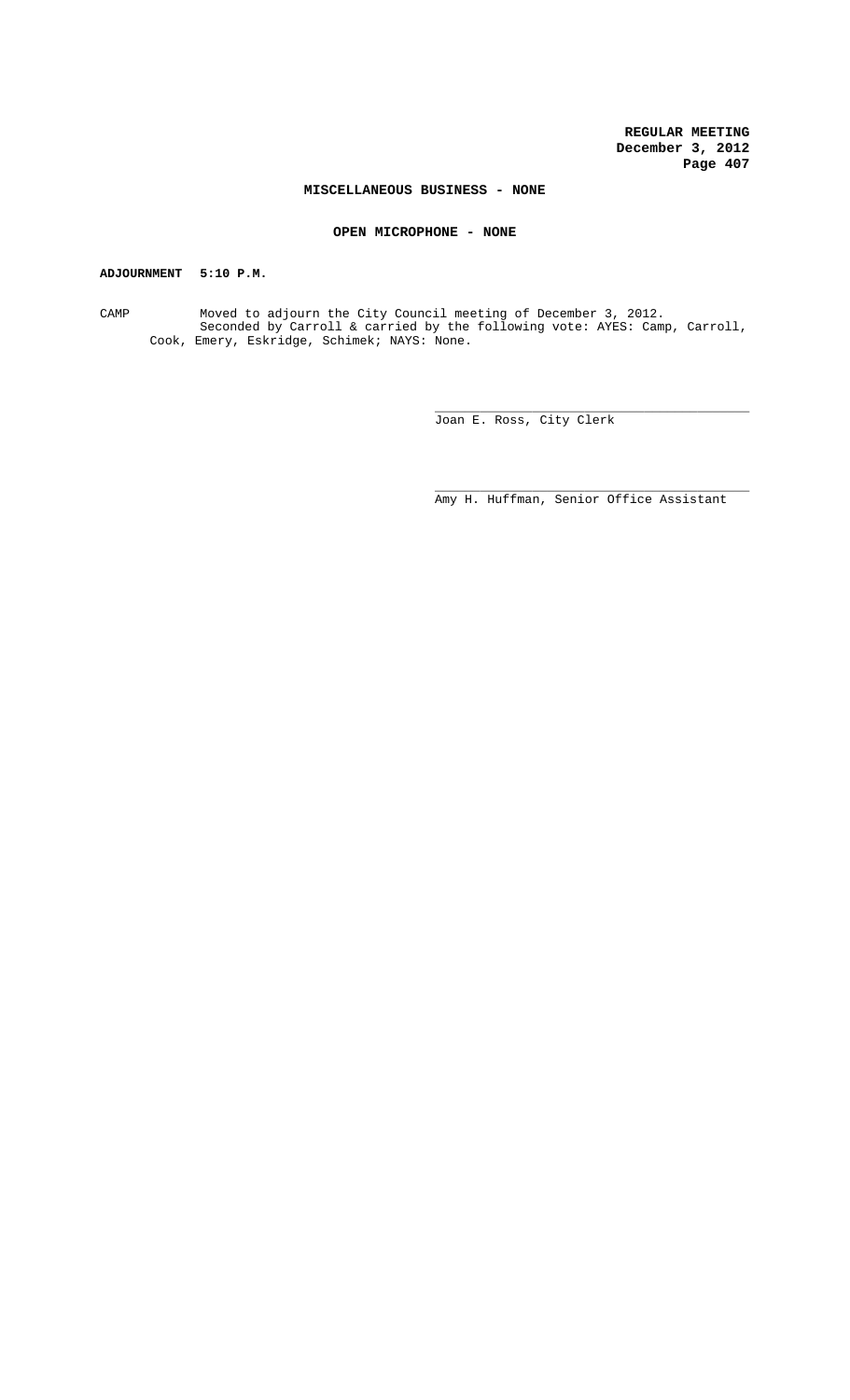**MISCELLANEOUS BUSINESS - NONE**

**OPEN MICROPHONE - NONE**

**ADJOURNMENT 5:10 P.M.**

CAMP Moved to adjourn the City Council meeting of December 3, 2012.
Seconded by Carroll & carried by the following vote: AYES: Camp, Carroll, Cook, Emery, Eskridge, Schimek; NAYS: None.

\_\_\_\_\_\_\_\_\_\_\_\_\_\_\_\_\_\_\_\_\_\_\_\_\_\_\_\_\_\_\_\_\_\_\_\_\_\_\_\_\_\_
Joan E. Ross, City Clerk

\_\_\_\_\_\_\_\_\_\_\_\_\_\_\_\_\_\_\_\_\_\_\_\_\_\_\_\_\_\_\_\_\_\_\_\_\_\_\_\_\_\_
Amy H. Huffman, Senior Office Assistant